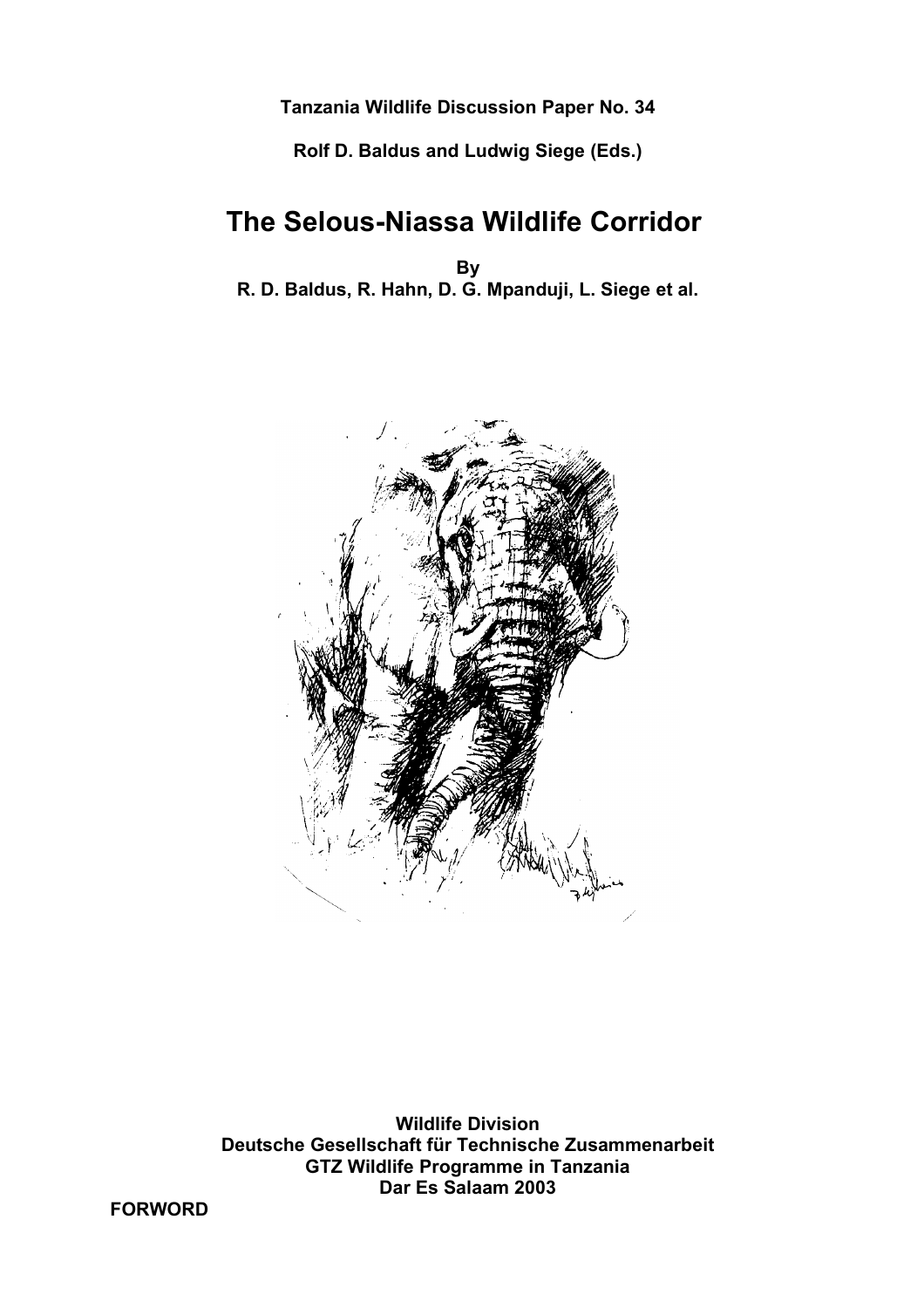**Tanzania Wildlife Discussion Paper No. 34**

**Rolf D. Baldus and Ludwig Siege (Eds.)**

# The Selous-Niassa Wildlife Corridor

**By**
**R. D. Baldus, R. Hahn, D. G. Mpanduji, L. Siege et al.**

**Wildlife Division**
**Deutsche Gesellschaft für Technische Zusammenarbeit**
**GTZ Wildlife Programme in Tanzania**
**Dar Es Salaam 2003**

**FORWORD**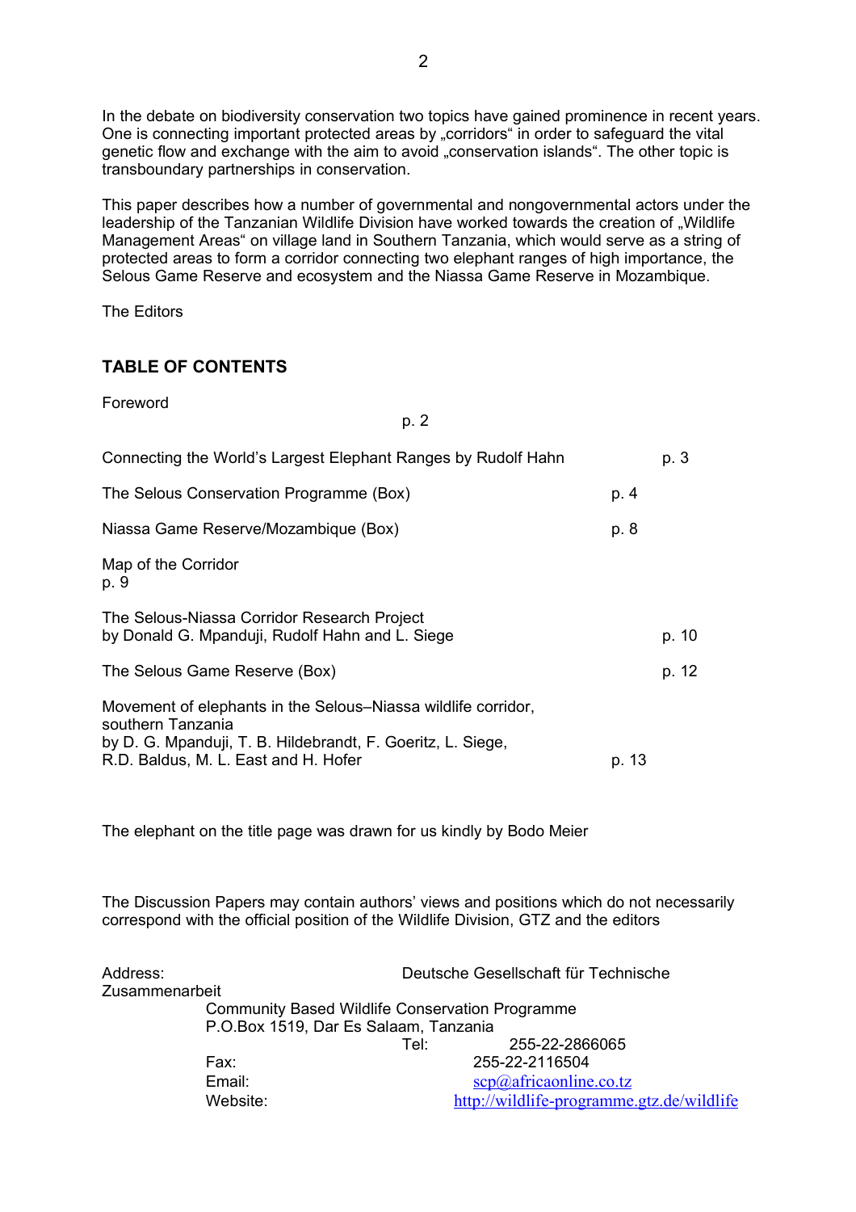In the debate on biodiversity conservation two topics have gained prominence in recent years. One is connecting important protected areas by „corridors“ in order to safeguard the vital genetic flow and exchange with the aim to avoid „conservation islands“. The other topic is transboundary partnerships in conservation.

This paper describes how a number of governmental and nongovernmental actors under the leadership of the Tanzanian Wildlife Division have worked towards the creation of „Wildlife Management Areas“ on village land in Southern Tanzania, which would serve as a string of protected areas to form a corridor connecting two elephant ranges of high importance, the Selous Game Reserve and ecosystem and the Niassa Game Reserve in Mozambique.

The Editors

## TABLE OF CONTENTS

Foreword p. 2

Connecting the World's Largest Elephant Ranges by Rudolf Hahn p. 3

The Selous Conservation Programme (Box) p. 4

Niassa Game Reserve/Mozambique (Box) p. 8

Map of the Corridor p. 9

The Selous-Niassa Corridor Research Project
by Donald G. Mpanduji, Rudolf Hahn and L. Siege p. 10

The Selous Game Reserve (Box) p. 12

Movement of elephants in the Selous–Niassa wildlife corridor, southern Tanzania
by D. G. Mpanduji, T. B. Hildebrandt, F. Goeritz, L. Siege, R.D. Baldus, M. L. East and H. Hofer p. 13

The elephant on the title page was drawn for us kindly by Bodo Meier

The Discussion Papers may contain authors' views and positions which do not necessarily correspond with the official position of the Wildlife Division, GTZ and the editors

Address: Deutsche Gesellschaft für Technische Zusammenarbeit
Community Based Wildlife Conservation Programme
P.O.Box 1519, Dar Es Salaam, Tanzania
Tel: 255-22-2866065
Fax: 255-22-2116504
Email: scp@africaonline.co.tz
Website: http://wildlife-programme.gtz.de/wildlife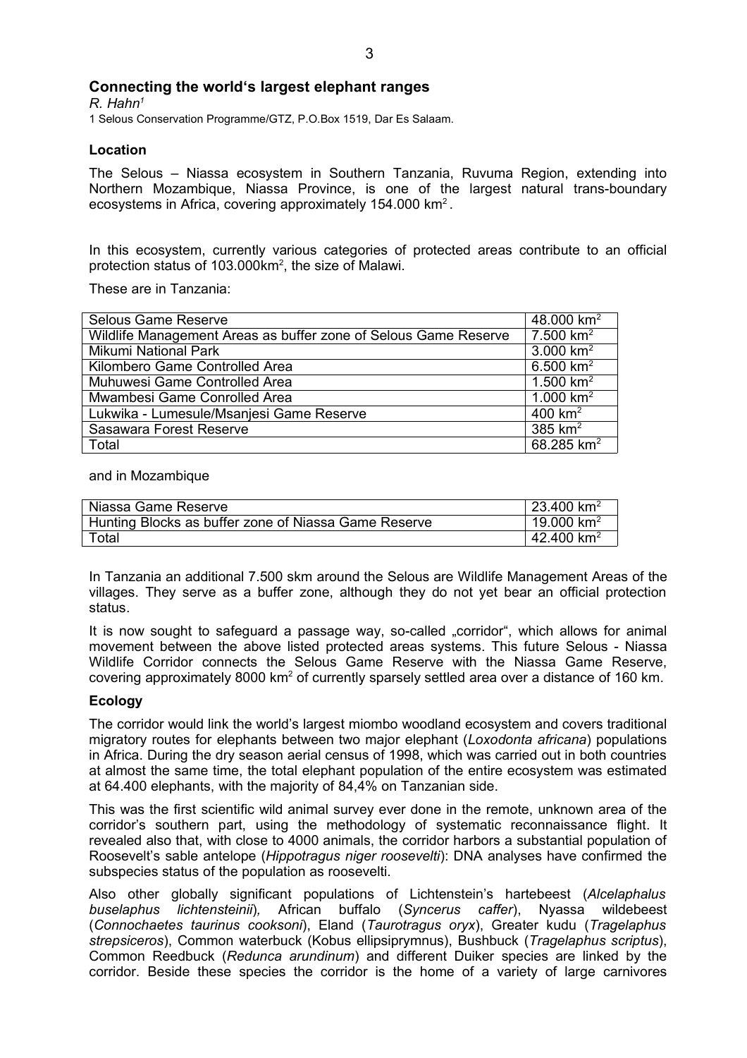## Connecting the world's largest elephant ranges

*R. Hahn*[1]

1 Selous Conservation Programme/GTZ, P.O.Box 1519, Dar Es Salaam.

### Location

The Selous – Niassa ecosystem in Southern Tanzania, Ruvuma Region, extending into Northern Mozambique, Niassa Province, is one of the largest natural trans-boundary ecosystems in Africa, covering approximately 154.000 km$^2$.

In this ecosystem, currently various categories of protected areas contribute to an official protection status of 103.000km$^2$, the size of Malawi.

These are in Tanzania:

| | |
|---|---|
| Selous Game Reserve | 48.000 km$^2$ |
| Wildlife Management Areas as buffer zone of Selous Game Reserve | 7.500 km$^2$ |
| Mikumi National Park | 3.000 km$^2$ |
| Kilombero Game Controlled Area | 6.500 km$^2$ |
| Muhuwesi Game Controlled Area | 1.500 km$^2$ |
| Mwambesi Game Conrolled Area | 1.000 km$^2$ |
| Lukwika - Lumesule/Msanjesi Game Reserve | 400 km$^2$ |
| Sasawara Forest Reserve | 385 km$^2$ |
| Total | 68.285 km$^2$ |

and in Mozambique

| | |
|---|---|
| Niassa Game Reserve | 23.400 km$^2$ |
| Hunting Blocks as buffer zone of Niassa Game Reserve | 19.000 km$^2$ |
| Total | 42.400 km$^2$ |

In Tanzania an additional 7.500 skm around the Selous are Wildlife Management Areas of the villages. They serve as a buffer zone, although they do not yet bear an official protection status.

It is now sought to safeguard a passage way, so-called „corridor", which allows for animal movement between the above listed protected areas systems. This future Selous - Niassa Wildlife Corridor connects the Selous Game Reserve with the Niassa Game Reserve, covering approximately 8000 km$^2$ of currently sparsely settled area over a distance of 160 km.

### Ecology

The corridor would link the world's largest miombo woodland ecosystem and covers traditional migratory routes for elephants between two major elephant (*Loxodonta africana*) populations in Africa. During the dry season aerial census of 1998, which was carried out in both countries at almost the same time, the total elephant population of the entire ecosystem was estimated at 64.400 elephants, with the majority of 84,4% on Tanzanian side.

This was the first scientific wild animal survey ever done in the remote, unknown area of the corridor's southern part, using the methodology of systematic reconnaissance flight. It revealed also that, with close to 4000 animals, the corridor harbors a substantial population of Roosevelt's sable antelope (*Hippotragus niger roosevelti*): DNA analyses have confirmed the subspecies status of the population as roosevelti.

Also other globally significant populations of Lichtenstein's hartebeest (*Alcelaphalus buselaphus lichtensteinii*), African buffalo (*Syncerus caffer*), Nyassa wildebeest (*Connochaetes taurinus cooksoni*), Eland (*Taurotragus oryx*), Greater kudu (*Tragelaphus strepsiceros*), Common waterbuck (Kobus ellipsiprymnus), Bushbuck (*Tragelaphus scriptus*), Common Reedbuck (*Redunca arundinum*) and different Duiker species are linked by the corridor. Beside these species the corridor is the home of a variety of large carnivores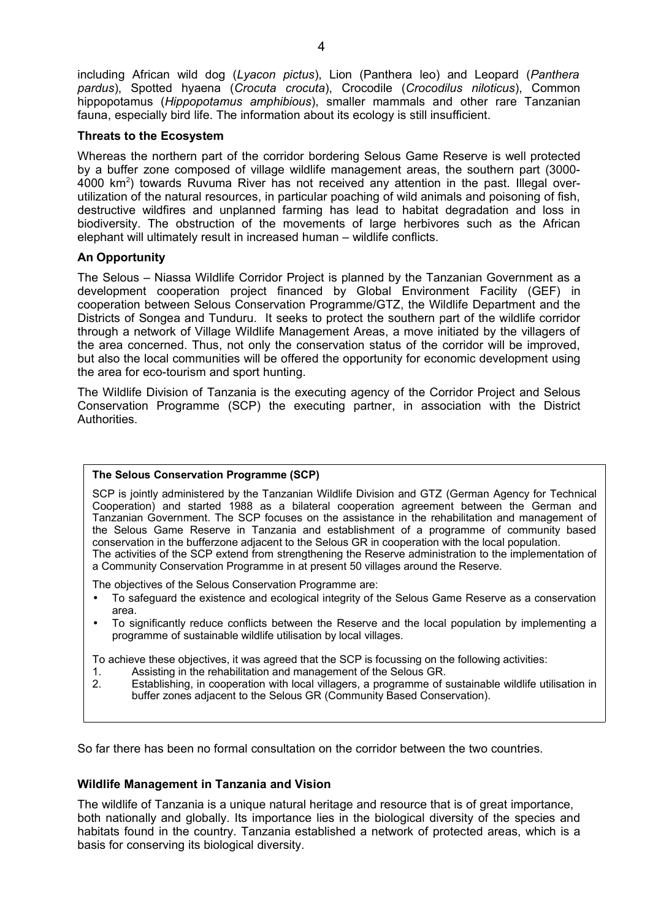including African wild dog (*Lyacon pictus*), Lion (Panthera leo) and Leopard (*Panthera pardus*), Spotted hyaena (*Crocuta crocuta*), Crocodile (*Crocodilus niloticus*), Common hippopotamus (*Hippopotamus amphibious*), smaller mammals and other rare Tanzanian fauna, especially bird life. The information about its ecology is still insufficient.

**Threats to the Ecosystem**

Whereas the northern part of the corridor bordering Selous Game Reserve is well protected by a buffer zone composed of village wildlife management areas, the southern part (3000-4000 $km^2$) towards Ruvuma River has not received any attention in the past. Illegal over-utilization of the natural resources, in particular poaching of wild animals and poisoning of fish, destructive wildfires and unplanned farming has lead to habitat degradation and loss in biodiversity. The obstruction of the movements of large herbivores such as the African elephant will ultimately result in increased human – wildlife conflicts.

**An Opportunity**

The Selous – Niassa Wildlife Corridor Project is planned by the Tanzanian Government as a development cooperation project financed by Global Environment Facility (GEF) in cooperation between Selous Conservation Programme/GTZ, the Wildlife Department and the Districts of Songea and Tunduru. It seeks to protect the southern part of the wildlife corridor through a network of Village Wildlife Management Areas, a move initiated by the villagers of the area concerned. Thus, not only the conservation status of the corridor will be improved, but also the local communities will be offered the opportunity for economic development using the area for eco-tourism and sport hunting.

The Wildlife Division of Tanzania is the executing agency of the Corridor Project and Selous Conservation Programme (SCP) the executing partner, in association with the District Authorities.

**The Selous Conservation Programme (SCP)**

SCP is jointly administered by the Tanzanian Wildlife Division and GTZ (German Agency for Technical Cooperation) and started 1988 as a bilateral cooperation agreement between the German and Tanzanian Government. The SCP focuses on the assistance in the rehabilitation and management of the Selous Game Reserve in Tanzania and establishment of a programme of community based conservation in the bufferzone adjacent to the Selous GR in cooperation with the local population.
The activities of the SCP extend from strengthening the Reserve administration to the implementation of a Community Conservation Programme in at present 50 villages around the Reserve.

The objectives of the Selous Conservation Programme are:

- To safeguard the existence and ecological integrity of the Selous Game Reserve as a conservation area.
- To significantly reduce conflicts between the Reserve and the local population by implementing a programme of sustainable wildlife utilisation by local villages.

To achieve these objectives, it was agreed that the SCP is focussing on the following activities:

1. Assisting in the rehabilitation and management of the Selous GR.
2. Establishing, in cooperation with local villagers, a programme of sustainable wildlife utilisation in buffer zones adjacent to the Selous GR (Community Based Conservation).

So far there has been no formal consultation on the corridor between the two countries.

**Wildlife Management in Tanzania and Vision**

The wildlife of Tanzania is a unique natural heritage and resource that is of great importance, both nationally and globally. Its importance lies in the biological diversity of the species and habitats found in the country. Tanzania established a network of protected areas, which is a basis for conserving its biological diversity.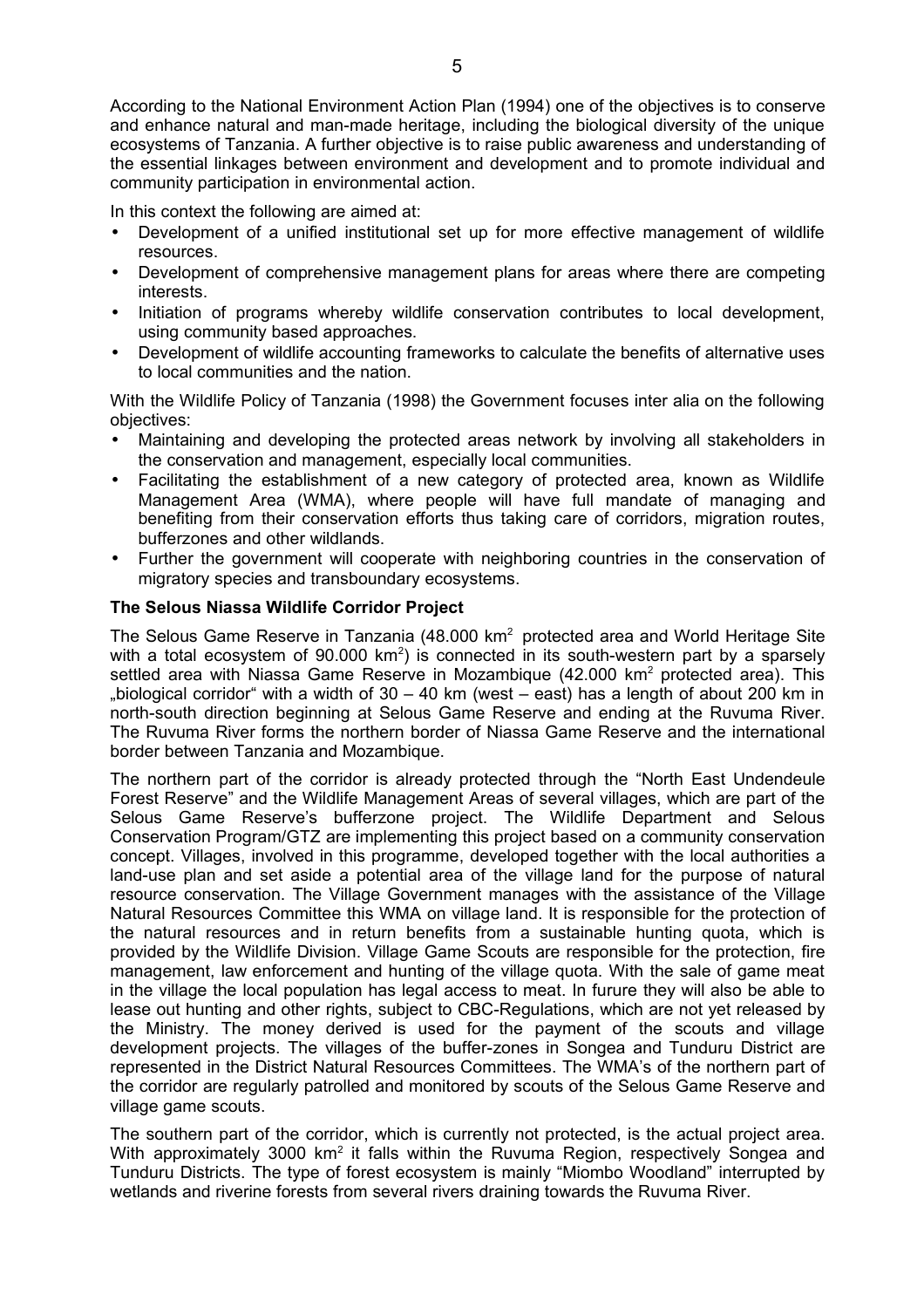According to the National Environment Action Plan (1994) one of the objectives is to conserve and enhance natural and man-made heritage, including the biological diversity of the unique ecosystems of Tanzania. A further objective is to raise public awareness and understanding of the essential linkages between environment and development and to promote individual and community participation in environmental action.

In this context the following are aimed at:

- Development of a unified institutional set up for more effective management of wildlife resources.
- Development of comprehensive management plans for areas where there are competing interests.
- Initiation of programs whereby wildlife conservation contributes to local development, using community based approaches.
- Development of wildlife accounting frameworks to calculate the benefits of alternative uses to local communities and the nation.

With the Wildlife Policy of Tanzania (1998) the Government focuses inter alia on the following objectives:

- Maintaining and developing the protected areas network by involving all stakeholders in the conservation and management, especially local communities.
- Facilitating the establishment of a new category of protected area, known as Wildlife Management Area (WMA), where people will have full mandate of managing and benefiting from their conservation efforts thus taking care of corridors, migration routes, bufferzones and other wildlands.
- Further the government will cooperate with neighboring countries in the conservation of migratory species and transboundary ecosystems.

**The Selous Niassa Wildlife Corridor Project**

The Selous Game Reserve in Tanzania (48.000 km$^2$ protected area and World Heritage Site with a total ecosystem of 90.000 km$^2$) is connected in its south-western part by a sparsely settled area with Niassa Game Reserve in Mozambique (42.000 km$^2$ protected area). This „biological corridor" with a width of 30 – 40 km (west – east) has a length of about 200 km in north-south direction beginning at Selous Game Reserve and ending at the Ruvuma River. The Ruvuma River forms the northern border of Niassa Game Reserve and the international border between Tanzania and Mozambique.

The northern part of the corridor is already protected through the "North East Undendeule Forest Reserve" and the Wildlife Management Areas of several villages, which are part of the Selous Game Reserve's bufferzone project. The Wildlife Department and Selous Conservation Program/GTZ are implementing this project based on a community conservation concept. Villages, involved in this programme, developed together with the local authorities a land-use plan and set aside a potential area of the village land for the purpose of natural resource conservation. The Village Government manages with the assistance of the Village Natural Resources Committee this WMA on village land. It is responsible for the protection of the natural resources and in return benefits from a sustainable hunting quota, which is provided by the Wildlife Division. Village Game Scouts are responsible for the protection, fire management, law enforcement and hunting of the village quota. With the sale of game meat in the village the local population has legal access to meat. In furure they will also be able to lease out hunting and other rights, subject to CBC-Regulations, which are not yet released by the Ministry. The money derived is used for the payment of the scouts and village development projects. The villages of the buffer-zones in Songea and Tunduru District are represented in the District Natural Resources Committees. The WMA's of the northern part of the corridor are regularly patrolled and monitored by scouts of the Selous Game Reserve and village game scouts.

The southern part of the corridor, which is currently not protected, is the actual project area. With approximately 3000 km$^2$ it falls within the Ruvuma Region, respectively Songea and Tunduru Districts. The type of forest ecosystem is mainly "Miombo Woodland" interrupted by wetlands and riverine forests from several rivers draining towards the Ruvuma River.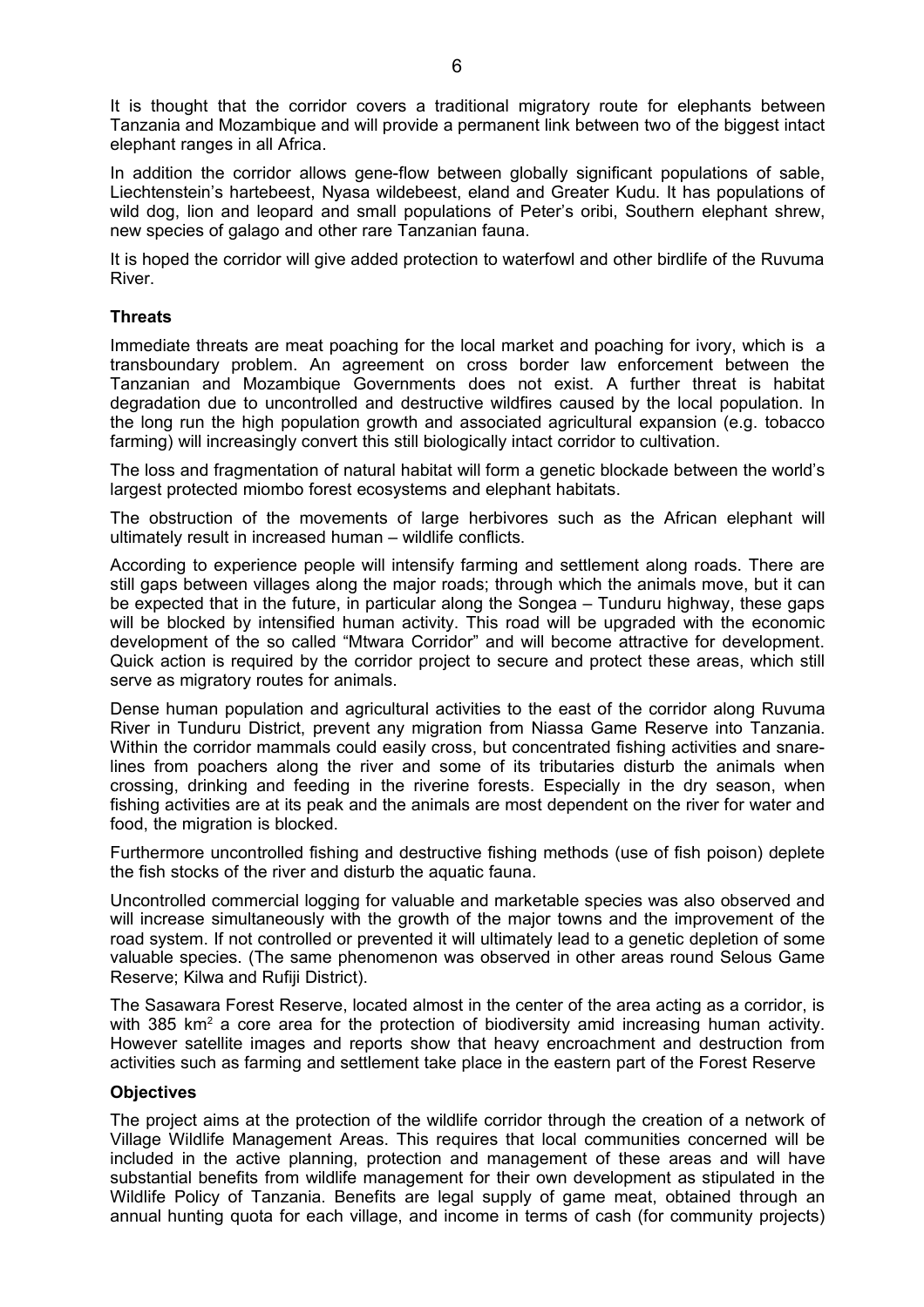It is thought that the corridor covers a traditional migratory route for elephants between Tanzania and Mozambique and will provide a permanent link between two of the biggest intact elephant ranges in all Africa.

In addition the corridor allows gene-flow between globally significant populations of sable, Liechtenstein's hartebeest, Nyasa wildebeest, eland and Greater Kudu. It has populations of wild dog, lion and leopard and small populations of Peter's oribi, Southern elephant shrew, new species of galago and other rare Tanzanian fauna.

It is hoped the corridor will give added protection to waterfowl and other birdlife of the Ruvuma River.

**Threats**

Immediate threats are meat poaching for the local market and poaching for ivory, which is a transboundary problem. An agreement on cross border law enforcement between the Tanzanian and Mozambique Governments does not exist. A further threat is habitat degradation due to uncontrolled and destructive wildfires caused by the local population. In the long run the high population growth and associated agricultural expansion (e.g. tobacco farming) will increasingly convert this still biologically intact corridor to cultivation.

The loss and fragmentation of natural habitat will form a genetic blockade between the world's largest protected miombo forest ecosystems and elephant habitats.

The obstruction of the movements of large herbivores such as the African elephant will ultimately result in increased human – wildlife conflicts.

According to experience people will intensify farming and settlement along roads. There are still gaps between villages along the major roads; through which the animals move, but it can be expected that in the future, in particular along the Songea – Tunduru highway, these gaps will be blocked by intensified human activity. This road will be upgraded with the economic development of the so called "Mtwara Corridor" and will become attractive for development. Quick action is required by the corridor project to secure and protect these areas, which still serve as migratory routes for animals.

Dense human population and agricultural activities to the east of the corridor along Ruvuma River in Tunduru District, prevent any migration from Niassa Game Reserve into Tanzania. Within the corridor mammals could easily cross, but concentrated fishing activities and snare-lines from poachers along the river and some of its tributaries disturb the animals when crossing, drinking and feeding in the riverine forests. Especially in the dry season, when fishing activities are at its peak and the animals are most dependent on the river for water and food, the migration is blocked.

Furthermore uncontrolled fishing and destructive fishing methods (use of fish poison) deplete the fish stocks of the river and disturb the aquatic fauna.

Uncontrolled commercial logging for valuable and marketable species was also observed and will increase simultaneously with the growth of the major towns and the improvement of the road system. If not controlled or prevented it will ultimately lead to a genetic depletion of some valuable species. (The same phenomenon was observed in other areas round Selous Game Reserve; Kilwa and Rufiji District).

The Sasawara Forest Reserve, located almost in the center of the area acting as a corridor, is with 385 km$^2$ a core area for the protection of biodiversity amid increasing human activity. However satellite images and reports show that heavy encroachment and destruction from activities such as farming and settlement take place in the eastern part of the Forest Reserve

**Objectives**

The project aims at the protection of the wildlife corridor through the creation of a network of Village Wildlife Management Areas. This requires that local communities concerned will be included in the active planning, protection and management of these areas and will have substantial benefits from wildlife management for their own development as stipulated in the Wildlife Policy of Tanzania. Benefits are legal supply of game meat, obtained through an annual hunting quota for each village, and income in terms of cash (for community projects)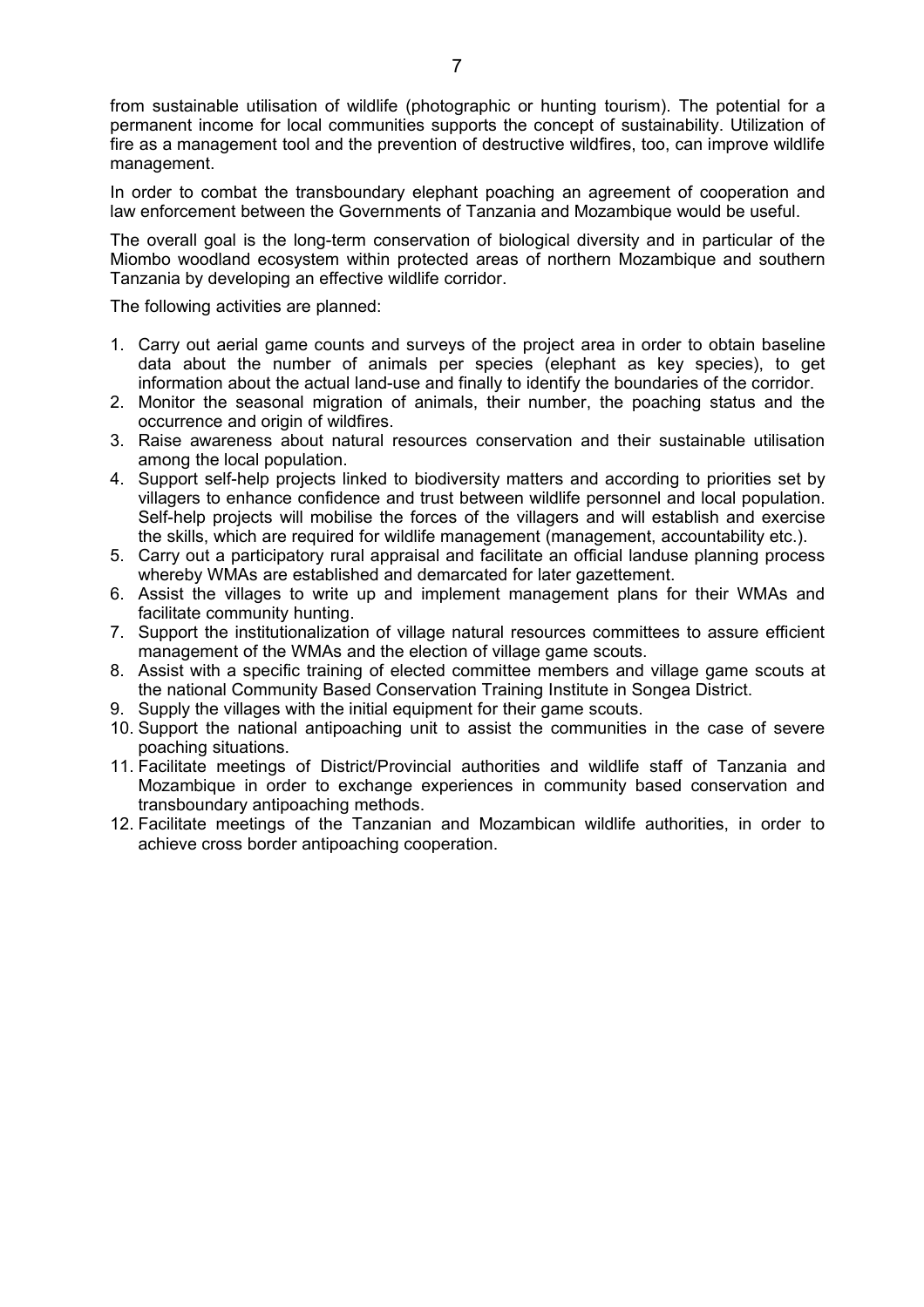from sustainable utilisation of wildlife (photographic or hunting tourism). The potential for a permanent income for local communities supports the concept of sustainability. Utilization of fire as a management tool and the prevention of destructive wildfires, too, can improve wildlife management.

In order to combat the transboundary elephant poaching an agreement of cooperation and law enforcement between the Governments of Tanzania and Mozambique would be useful.

The overall goal is the long-term conservation of biological diversity and in particular of the Miombo woodland ecosystem within protected areas of northern Mozambique and southern Tanzania by developing an effective wildlife corridor.

The following activities are planned:

1. Carry out aerial game counts and surveys of the project area in order to obtain baseline data about the number of animals per species (elephant as key species), to get information about the actual land-use and finally to identify the boundaries of the corridor.
2. Monitor the seasonal migration of animals, their number, the poaching status and the occurrence and origin of wildfires.
3. Raise awareness about natural resources conservation and their sustainable utilisation among the local population.
4. Support self-help projects linked to biodiversity matters and according to priorities set by villagers to enhance confidence and trust between wildlife personnel and local population. Self-help projects will mobilise the forces of the villagers and will establish and exercise the skills, which are required for wildlife management (management, accountability etc.).
5. Carry out a participatory rural appraisal and facilitate an official landuse planning process whereby WMAs are established and demarcated for later gazettement.
6. Assist the villages to write up and implement management plans for their WMAs and facilitate community hunting.
7. Support the institutionalization of village natural resources committees to assure efficient management of the WMAs and the election of village game scouts.
8. Assist with a specific training of elected committee members and village game scouts at the national Community Based Conservation Training Institute in Songea District.
9. Supply the villages with the initial equipment for their game scouts.
10. Support the national antipoaching unit to assist the communities in the case of severe poaching situations.
11. Facilitate meetings of District/Provincial authorities and wildlife staff of Tanzania and Mozambique in order to exchange experiences in community based conservation and transboundary antipoaching methods.
12. Facilitate meetings of the Tanzanian and Mozambican wildlife authorities, in order to achieve cross border antipoaching cooperation.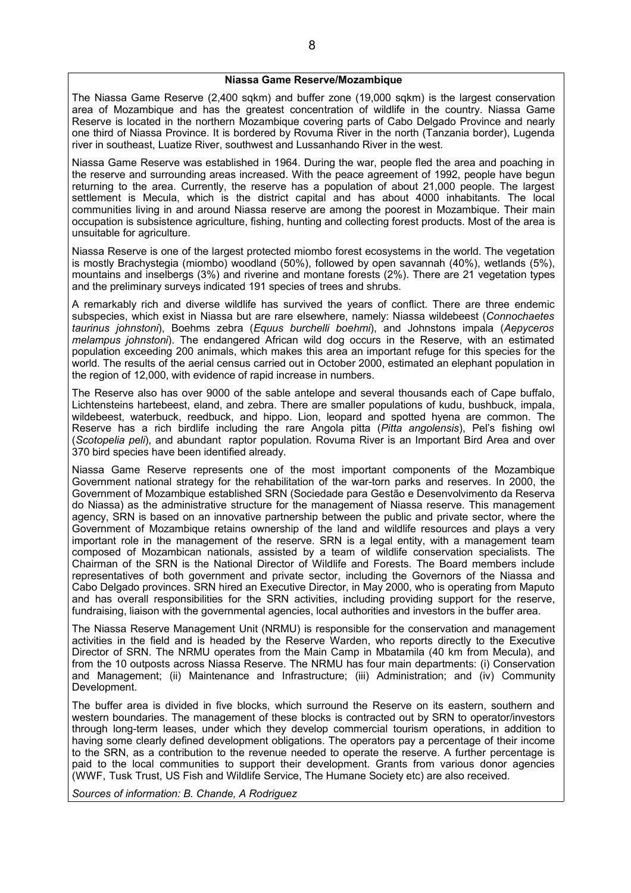**Niassa Game Reserve/Mozambique**

The Niassa Game Reserve (2,400 sqkm) and buffer zone (19,000 sqkm) is the largest conservation area of Mozambique and has the greatest concentration of wildlife in the country. Niassa Game Reserve is located in the northern Mozambique covering parts of Cabo Delgado Province and nearly one third of Niassa Province. It is bordered by Rovuma River in the north (Tanzania border), Lugenda river in southeast, Luatize River, southwest and Lussanhando River in the west.

Niassa Game Reserve was established in 1964. During the war, people fled the area and poaching in the reserve and surrounding areas increased. With the peace agreement of 1992, people have begun returning to the area. Currently, the reserve has a population of about 21,000 people. The largest settlement is Mecula, which is the district capital and has about 4000 inhabitants. The local communities living in and around Niassa reserve are among the poorest in Mozambique. Their main occupation is subsistence agriculture, fishing, hunting and collecting forest products. Most of the area is unsuitable for agriculture.

Niassa Reserve is one of the largest protected miombo forest ecosystems in the world. The vegetation is mostly Brachystegia (miombo) woodland (50%), followed by open savannah (40%), wetlands (5%), mountains and inselbergs (3%) and riverine and montane forests (2%). There are 21 vegetation types and the preliminary surveys indicated 191 species of trees and shrubs.

A remarkably rich and diverse wildlife has survived the years of conflict. There are three endemic subspecies, which exist in Niassa but are rare elsewhere, namely: Niassa wildebeest (*Connochaetes taurinus johnstoni*), Boehms zebra (*Equus burchelli boehmi*), and Johnstons impala (*Aepyceros melampus johnstoni*). The endangered African wild dog occurs in the Reserve, with an estimated population exceeding 200 animals, which makes this area an important refuge for this species for the world. The results of the aerial census carried out in October 2000, estimated an elephant population in the region of 12,000, with evidence of rapid increase in numbers.

The Reserve also has over 9000 of the sable antelope and several thousands each of Cape buffalo, Lichtensteins hartebeest, eland, and zebra. There are smaller populations of kudu, bushbuck, impala, wildebeest, waterbuck, reedbuck, and hippo. Lion, leopard and spotted hyena are common. The Reserve has a rich birdlife including the rare Angola pitta (*Pitta angolensis*), Pel's fishing owl (*Scotopelia peli*), and abundant raptor population. Rovuma River is an Important Bird Area and over 370 bird species have been identified already.

Niassa Game Reserve represents one of the most important components of the Mozambique Government national strategy for the rehabilitation of the war-torn parks and reserves. In 2000, the Government of Mozambique established SRN (Sociedade para Gestão e Desenvolvimento da Reserva do Niassa) as the administrative structure for the management of Niassa reserve. This management agency, SRN is based on an innovative partnership between the public and private sector, where the Government of Mozambique retains ownership of the land and wildlife resources and plays a very important role in the management of the reserve. SRN is a legal entity, with a management team composed of Mozambican nationals, assisted by a team of wildlife conservation specialists. The Chairman of the SRN is the National Director of Wildlife and Forests. The Board members include representatives of both government and private sector, including the Governors of the Niassa and Cabo Delgado provinces. SRN hired an Executive Director, in May 2000, who is operating from Maputo and has overall responsibilities for the SRN activities, including providing support for the reserve, fundraising, liaison with the governmental agencies, local authorities and investors in the buffer area.

The Niassa Reserve Management Unit (NRMU) is responsible for the conservation and management activities in the field and is headed by the Reserve Warden, who reports directly to the Executive Director of SRN. The NRMU operates from the Main Camp in Mbatamila (40 km from Mecula), and from the 10 outposts across Niassa Reserve. The NRMU has four main departments: (i) Conservation and Management; (ii) Maintenance and Infrastructure; (iii) Administration; and (iv) Community Development.

The buffer area is divided in five blocks, which surround the Reserve on its eastern, southern and western boundaries. The management of these blocks is contracted out by SRN to operator/investors through long-term leases, under which they develop commercial tourism operations, in addition to having some clearly defined development obligations. The operators pay a percentage of their income to the SRN, as a contribution to the revenue needed to operate the reserve. A further percentage is paid to the local communities to support their development. Grants from various donor agencies (WWF, Tusk Trust, US Fish and Wildlife Service, The Humane Society etc) are also received.

*Sources of information: B. Chande, A Rodriguez*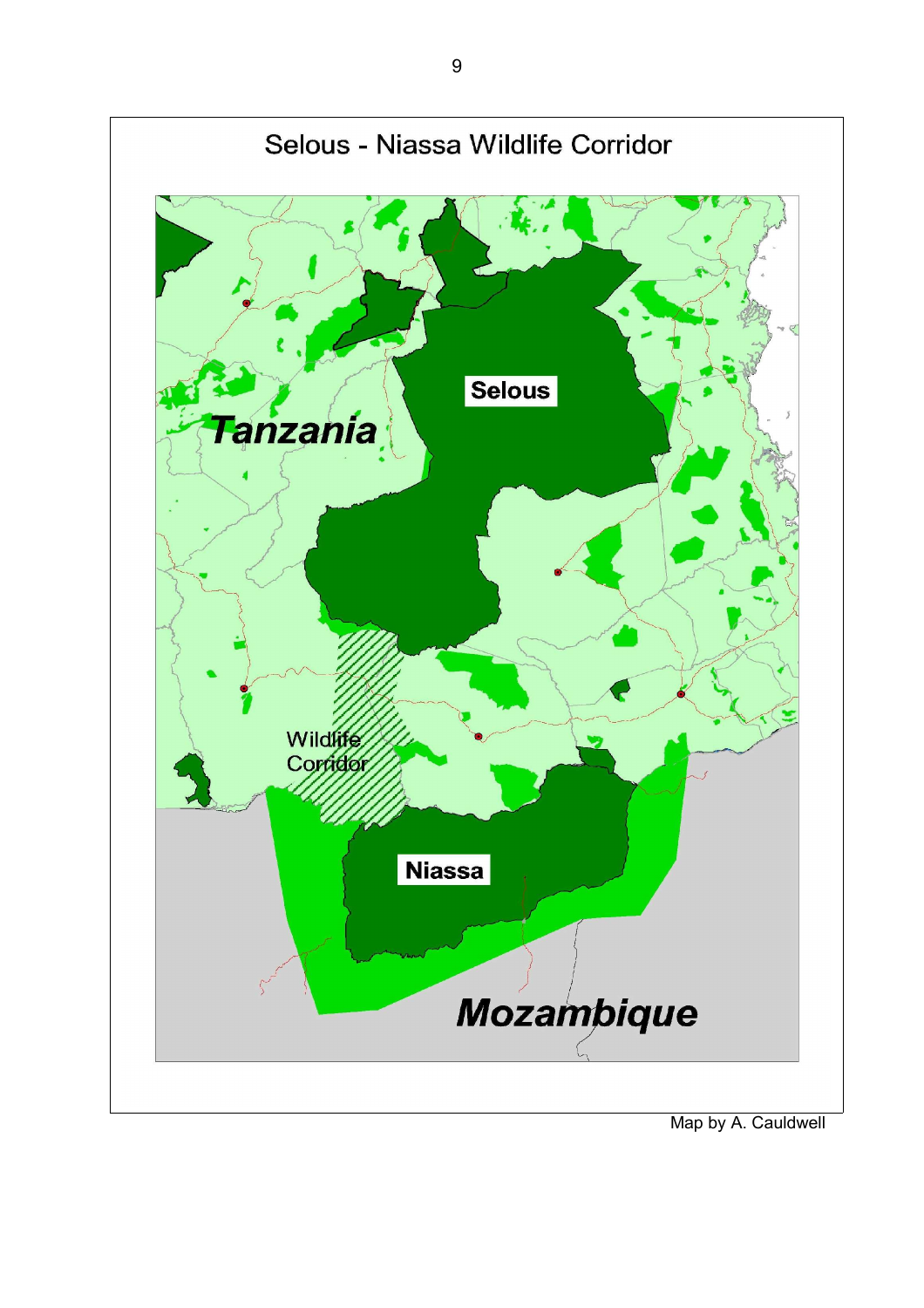Selous - Niassa Wildlife Corridor

Selous

Tanzania

Wildlife Corridor

Niassa

Mozambique

Map by A. Cauldwell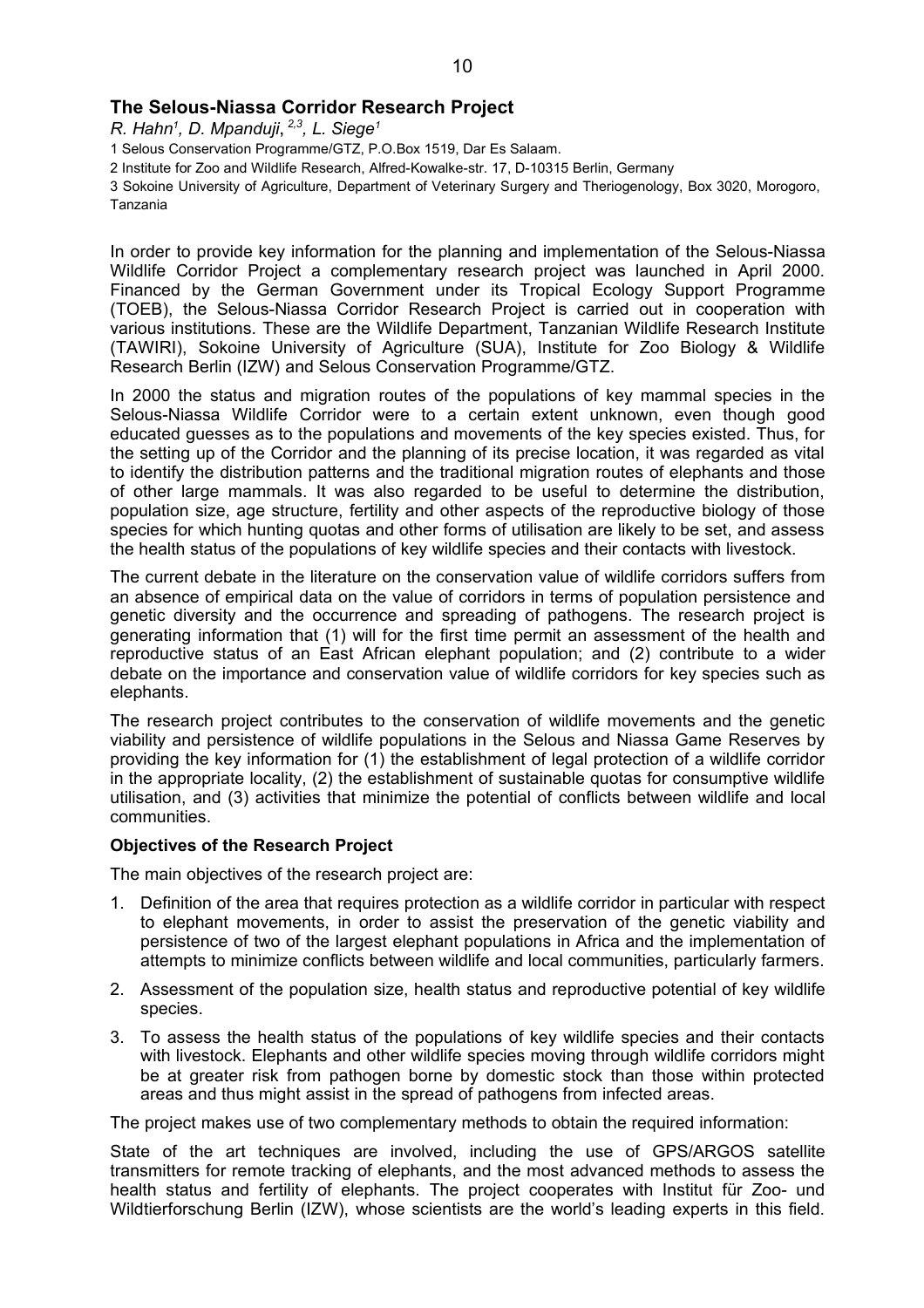## The Selous-Niassa Corridor Research Project

*R. Hahn[1], D. Mpanduji, [2,3], L. Siege[1]*

1 Selous Conservation Programme/GTZ, P.O.Box 1519, Dar Es Salaam.

2 Institute for Zoo and Wildlife Research, Alfred-Kowalke-str. 17, D-10315 Berlin, Germany

3 Sokoine University of Agriculture, Department of Veterinary Surgery and Theriogenology, Box 3020, Morogoro, Tanzania

In order to provide key information for the planning and implementation of the Selous-Niassa Wildlife Corridor Project a complementary research project was launched in April 2000. Financed by the German Government under its Tropical Ecology Support Programme (TOEB), the Selous-Niassa Corridor Research Project is carried out in cooperation with various institutions. These are the Wildlife Department, Tanzanian Wildlife Research Institute (TAWIRI), Sokoine University of Agriculture (SUA), Institute for Zoo Biology & Wildlife Research Berlin (IZW) and Selous Conservation Programme/GTZ.

In 2000 the status and migration routes of the populations of key mammal species in the Selous-Niassa Wildlife Corridor were to a certain extent unknown, even though good educated guesses as to the populations and movements of the key species existed. Thus, for the setting up of the Corridor and the planning of its precise location, it was regarded as vital to identify the distribution patterns and the traditional migration routes of elephants and those of other large mammals. It was also regarded to be useful to determine the distribution, population size, age structure, fertility and other aspects of the reproductive biology of those species for which hunting quotas and other forms of utilisation are likely to be set, and assess the health status of the populations of key wildlife species and their contacts with livestock.

The current debate in the literature on the conservation value of wildlife corridors suffers from an absence of empirical data on the value of corridors in terms of population persistence and genetic diversity and the occurrence and spreading of pathogens. The research project is generating information that (1) will for the first time permit an assessment of the health and reproductive status of an East African elephant population; and (2) contribute to a wider debate on the importance and conservation value of wildlife corridors for key species such as elephants.

The research project contributes to the conservation of wildlife movements and the genetic viability and persistence of wildlife populations in the Selous and Niassa Game Reserves by providing the key information for (1) the establishment of legal protection of a wildlife corridor in the appropriate locality, (2) the establishment of sustainable quotas for consumptive wildlife utilisation, and (3) activities that minimize the potential of conflicts between wildlife and local communities.

### Objectives of the Research Project

The main objectives of the research project are:

1. Definition of the area that requires protection as a wildlife corridor in particular with respect to elephant movements, in order to assist the preservation of the genetic viability and persistence of two of the largest elephant populations in Africa and the implementation of attempts to minimize conflicts between wildlife and local communities, particularly farmers.
2. Assessment of the population size, health status and reproductive potential of key wildlife species.
3. To assess the health status of the populations of key wildlife species and their contacts with livestock. Elephants and other wildlife species moving through wildlife corridors might be at greater risk from pathogen borne by domestic stock than those within protected areas and thus might assist in the spread of pathogens from infected areas.

The project makes use of two complementary methods to obtain the required information:

State of the art techniques are involved, including the use of GPS/ARGOS satellite transmitters for remote tracking of elephants, and the most advanced methods to assess the health status and fertility of elephants. The project cooperates with Institut für Zoo- und Wildtierforschung Berlin (IZW), whose scientists are the world's leading experts in this field.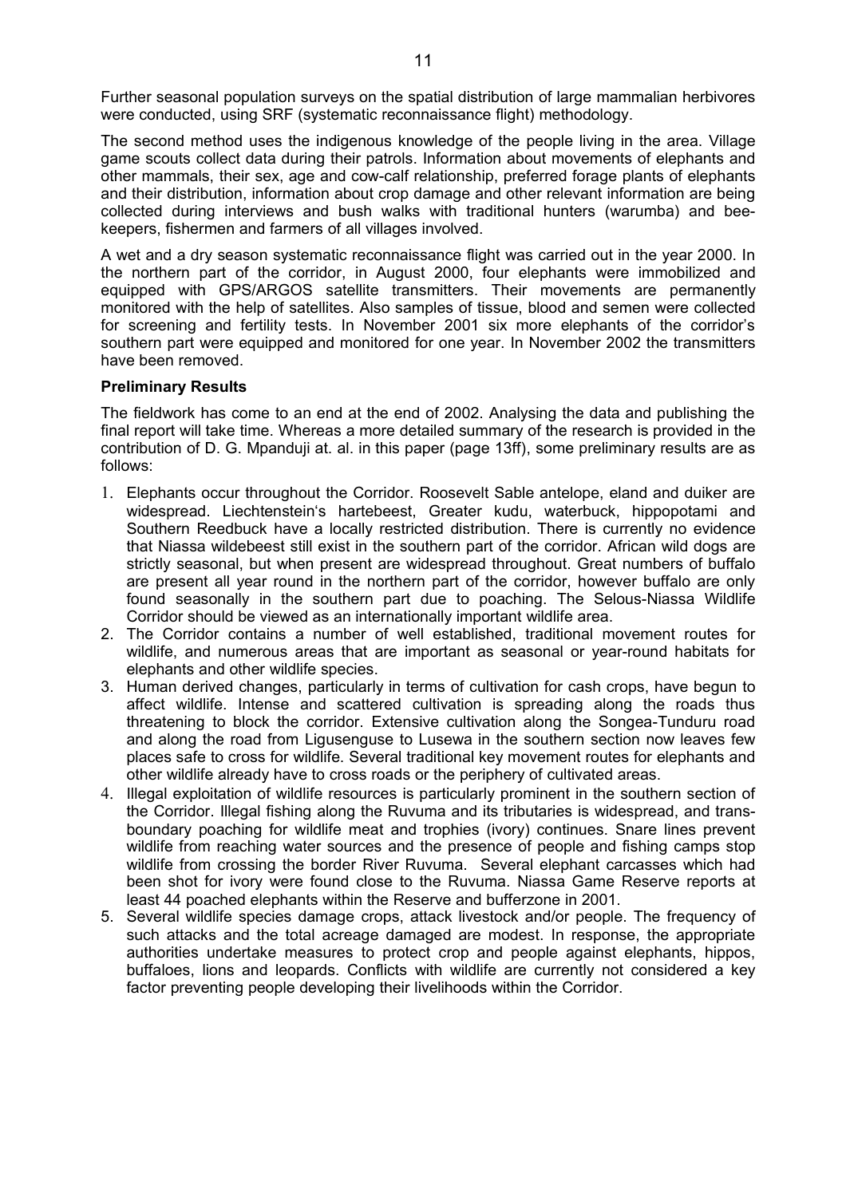Further seasonal population surveys on the spatial distribution of large mammalian herbivores were conducted, using SRF (systematic reconnaissance flight) methodology.

The second method uses the indigenous knowledge of the people living in the area. Village game scouts collect data during their patrols. Information about movements of elephants and other mammals, their sex, age and cow-calf relationship, preferred forage plants of elephants and their distribution, information about crop damage and other relevant information are being collected during interviews and bush walks with traditional hunters (warumba) and bee-keepers, fishermen and farmers of all villages involved.

A wet and a dry season systematic reconnaissance flight was carried out in the year 2000. In the northern part of the corridor, in August 2000, four elephants were immobilized and equipped with GPS/ARGOS satellite transmitters. Their movements are permanently monitored with the help of satellites. Also samples of tissue, blood and semen were collected for screening and fertility tests. In November 2001 six more elephants of the corridor's southern part were equipped and monitored for one year. In November 2002 the transmitters have been removed.

**Preliminary Results**

The fieldwork has come to an end at the end of 2002. Analysing the data and publishing the final report will take time. Whereas a more detailed summary of the research is provided in the contribution of D. G. Mpanduji at. al. in this paper (page 13ff), some preliminary results are as follows:

1. Elephants occur throughout the Corridor. Roosevelt Sable antelope, eland and duiker are widespread. Liechtenstein's hartebeest, Greater kudu, waterbuck, hippopotami and Southern Reedbuck have a locally restricted distribution. There is currently no evidence that Niassa wildebeest still exist in the southern part of the corridor. African wild dogs are strictly seasonal, but when present are widespread throughout. Great numbers of buffalo are present all year round in the northern part of the corridor, however buffalo are only found seasonally in the southern part due to poaching. The Selous-Niassa Wildlife Corridor should be viewed as an internationally important wildlife area.
2. The Corridor contains a number of well established, traditional movement routes for wildlife, and numerous areas that are important as seasonal or year-round habitats for elephants and other wildlife species.
3. Human derived changes, particularly in terms of cultivation for cash crops, have begun to affect wildlife. Intense and scattered cultivation is spreading along the roads thus threatening to block the corridor. Extensive cultivation along the Songea-Tunduru road and along the road from Ligusenguse to Lusewa in the southern section now leaves few places safe to cross for wildlife. Several traditional key movement routes for elephants and other wildlife already have to cross roads or the periphery of cultivated areas.
4. Illegal exploitation of wildlife resources is particularly prominent in the southern section of the Corridor. Illegal fishing along the Ruvuma and its tributaries is widespread, and trans-boundary poaching for wildlife meat and trophies (ivory) continues. Snare lines prevent wildlife from reaching water sources and the presence of people and fishing camps stop wildlife from crossing the border River Ruvuma. Several elephant carcasses which had been shot for ivory were found close to the Ruvuma. Niassa Game Reserve reports at least 44 poached elephants within the Reserve and bufferzone in 2001.
5. Several wildlife species damage crops, attack livestock and/or people. The frequency of such attacks and the total acreage damaged are modest. In response, the appropriate authorities undertake measures to protect crop and people against elephants, hippos, buffaloes, lions and leopards. Conflicts with wildlife are currently not considered a key factor preventing people developing their livelihoods within the Corridor.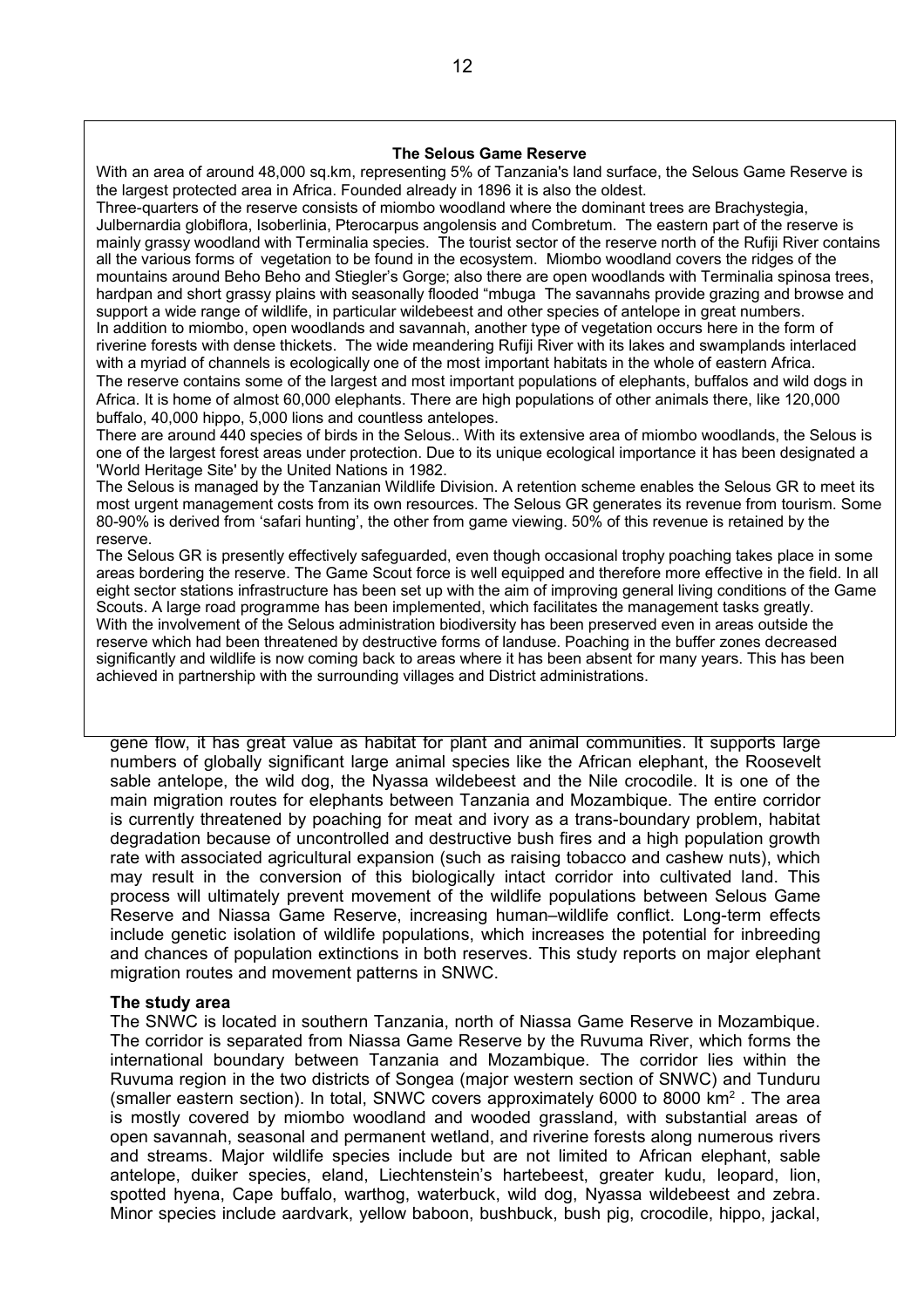**The Selous Game Reserve**

With an area of around 48,000 sq.km, representing 5% of Tanzania's land surface, the Selous Game Reserve is the largest protected area in Africa. Founded already in 1896 it is also the oldest.

Three-quarters of the reserve consists of miombo woodland where the dominant trees are Brachystegia, Julbernardia globiflora, Isoberlinia, Pterocarpus angolensis and Combretum. The eastern part of the reserve is mainly grassy woodland with Terminalia species. The tourist sector of the reserve north of the Rufiji River contains all the various forms of vegetation to be found in the ecosystem. Miombo woodland covers the ridges of the mountains around Beho Beho and Stiegler's Gorge; also there are open woodlands with Terminalia spinosa trees, hardpan and short grassy plains with seasonally flooded "mbuga The savannahs provide grazing and browse and support a wide range of wildlife, in particular wildebeest and other species of antelope in great numbers.

In addition to miombo, open woodlands and savannah, another type of vegetation occurs here in the form of riverine forests with dense thickets. The wide meandering Rufiji River with its lakes and swamplands interlaced with a myriad of channels is ecologically one of the most important habitats in the whole of eastern Africa.

The reserve contains some of the largest and most important populations of elephants, buffalos and wild dogs in Africa. It is home of almost 60,000 elephants. There are high populations of other animals there, like 120,000 buffalo, 40,000 hippo, 5,000 lions and countless antelopes.

There are around 440 species of birds in the Selous.. With its extensive area of miombo woodlands, the Selous is one of the largest forest areas under protection. Due to its unique ecological importance it has been designated a 'World Heritage Site' by the United Nations in 1982.

The Selous is managed by the Tanzanian Wildlife Division. A retention scheme enables the Selous GR to meet its most urgent management costs from its own resources. The Selous GR generates its revenue from tourism. Some 80-90% is derived from 'safari hunting', the other from game viewing. 50% of this revenue is retained by the reserve.

The Selous GR is presently effectively safeguarded, even though occasional trophy poaching takes place in some areas bordering the reserve. The Game Scout force is well equipped and therefore more effective in the field. In all eight sector stations infrastructure has been set up with the aim of improving general living conditions of the Game Scouts. A large road programme has been implemented, which facilitates the management tasks greatly.

With the involvement of the Selous administration biodiversity has been preserved even in areas outside the reserve which had been threatened by destructive forms of landuse. Poaching in the buffer zones decreased significantly and wildlife is now coming back to areas where it has been absent for many years. This has been achieved in partnership with the surrounding villages and District administrations.

gene flow, it has great value as habitat for plant and animal communities. It supports large numbers of globally significant large animal species like the African elephant, the Roosevelt sable antelope, the wild dog, the Nyassa wildebeest and the Nile crocodile. It is one of the main migration routes for elephants between Tanzania and Mozambique. The entire corridor is currently threatened by poaching for meat and ivory as a trans-boundary problem, habitat degradation because of uncontrolled and destructive bush fires and a high population growth rate with associated agricultural expansion (such as raising tobacco and cashew nuts), which may result in the conversion of this biologically intact corridor into cultivated land. This process will ultimately prevent movement of the wildlife populations between Selous Game Reserve and Niassa Game Reserve, increasing human–wildlife conflict. Long-term effects include genetic isolation of wildlife populations, which increases the potential for inbreeding and chances of population extinctions in both reserves. This study reports on major elephant migration routes and movement patterns in SNWC.

**The study area**

The SNWC is located in southern Tanzania, north of Niassa Game Reserve in Mozambique. The corridor is separated from Niassa Game Reserve by the Ruvuma River, which forms the international boundary between Tanzania and Mozambique. The corridor lies within the Ruvuma region in the two districts of Songea (major western section of SNWC) and Tunduru (smaller eastern section). In total, SNWC covers approximately 6000 to 8000 km$^2$ . The area is mostly covered by miombo woodland and wooded grassland, with substantial areas of open savannah, seasonal and permanent wetland, and riverine forests along numerous rivers and streams. Major wildlife species include but are not limited to African elephant, sable antelope, duiker species, eland, Liechtenstein's hartebeest, greater kudu, leopard, lion, spotted hyena, Cape buffalo, warthog, waterbuck, wild dog, Nyassa wildebeest and zebra. Minor species include aardvark, yellow baboon, bushbuck, bush pig, crocodile, hippo, jackal,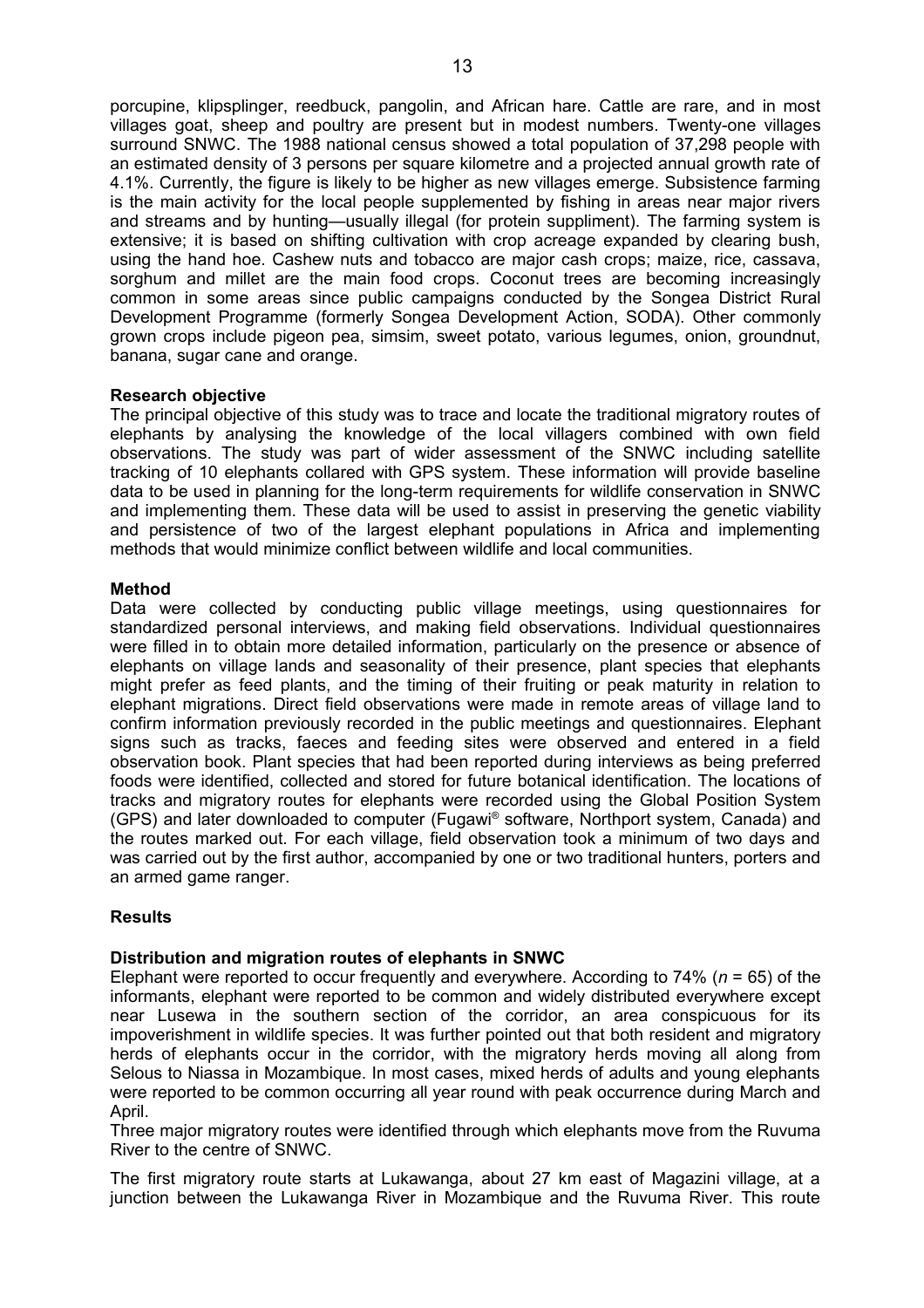porcupine, klipsplinger, reedbuck, pangolin, and African hare. Cattle are rare, and in most villages goat, sheep and poultry are present but in modest numbers. Twenty-one villages surround SNWC. The 1988 national census showed a total population of 37,298 people with an estimated density of 3 persons per square kilometre and a projected annual growth rate of 4.1%. Currently, the figure is likely to be higher as new villages emerge. Subsistence farming is the main activity for the local people supplemented by fishing in areas near major rivers and streams and by hunting—usually illegal (for protein suppliment). The farming system is extensive; it is based on shifting cultivation with crop acreage expanded by clearing bush, using the hand hoe. Cashew nuts and tobacco are major cash crops; maize, rice, cassava, sorghum and millet are the main food crops. Coconut trees are becoming increasingly common in some areas since public campaigns conducted by the Songea District Rural Development Programme (formerly Songea Development Action, SODA). Other commonly grown crops include pigeon pea, simsim, sweet potato, various legumes, onion, groundnut, banana, sugar cane and orange.

**Research objective**

The principal objective of this study was to trace and locate the traditional migratory routes of elephants by analysing the knowledge of the local villagers combined with own field observations. The study was part of wider assessment of the SNWC including satellite tracking of 10 elephants collared with GPS system. These information will provide baseline data to be used in planning for the long-term requirements for wildlife conservation in SNWC and implementing them. These data will be used to assist in preserving the genetic viability and persistence of two of the largest elephant populations in Africa and implementing methods that would minimize conflict between wildlife and local communities.

**Method**

Data were collected by conducting public village meetings, using questionnaires for standardized personal interviews, and making field observations. Individual questionnaires were filled in to obtain more detailed information, particularly on the presence or absence of elephants on village lands and seasonality of their presence, plant species that elephants might prefer as feed plants, and the timing of their fruiting or peak maturity in relation to elephant migrations. Direct field observations were made in remote areas of village land to confirm information previously recorded in the public meetings and questionnaires. Elephant signs such as tracks, faeces and feeding sites were observed and entered in a field observation book. Plant species that had been reported during interviews as being preferred foods were identified, collected and stored for future botanical identification. The locations of tracks and migratory routes for elephants were recorded using the Global Position System (GPS) and later downloaded to computer (Fugawi® software, Northport system, Canada) and the routes marked out. For each village, field observation took a minimum of two days and was carried out by the first author, accompanied by one or two traditional hunters, porters and an armed game ranger.

**Results**

**Distribution and migration routes of elephants in SNWC**

Elephant were reported to occur frequently and everywhere. According to 74% ($n$ = 65) of the informants, elephant were reported to be common and widely distributed everywhere except near Lusewa in the southern section of the corridor, an area conspicuous for its impoverishment in wildlife species. It was further pointed out that both resident and migratory herds of elephants occur in the corridor, with the migratory herds moving all along from Selous to Niassa in Mozambique. In most cases, mixed herds of adults and young elephants were reported to be common occurring all year round with peak occurrence during March and April.

Three major migratory routes were identified through which elephants move from the Ruvuma River to the centre of SNWC.

The first migratory route starts at Lukawanga, about 27 km east of Magazini village, at a junction between the Lukawanga River in Mozambique and the Ruvuma River. This route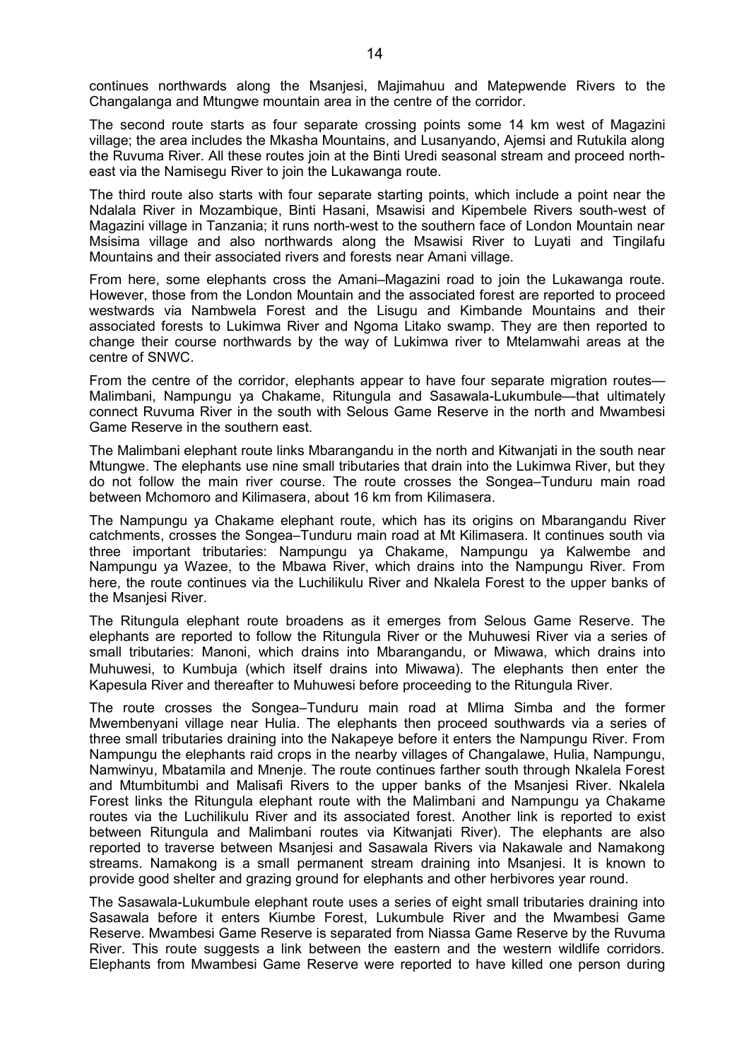continues northwards along the Msanjesi, Majimahuu and Matepwende Rivers to the Changalanga and Mtungwe mountain area in the centre of the corridor.

The second route starts as four separate crossing points some 14 km west of Magazini village; the area includes the Mkasha Mountains, and Lusanyando, Ajemsi and Rutukila along the Ruvuma River. All these routes join at the Binti Uredi seasonal stream and proceed north-east via the Namisegu River to join the Lukawanga route.

The third route also starts with four separate starting points, which include a point near the Ndalala River in Mozambique, Binti Hasani, Msawisi and Kipembele Rivers south-west of Magazini village in Tanzania; it runs north-west to the southern face of London Mountain near Msisima village and also northwards along the Msawisi River to Luyati and Tingilafu Mountains and their associated rivers and forests near Amani village.

From here, some elephants cross the Amani–Magazini road to join the Lukawanga route. However, those from the London Mountain and the associated forest are reported to proceed westwards via Nambwela Forest and the Lisugu and Kimbande Mountains and their associated forests to Lukimwa River and Ngoma Litako swamp. They are then reported to change their course northwards by the way of Lukimwa river to Mtelamwahi areas at the centre of SNWC.

From the centre of the corridor, elephants appear to have four separate migration routes—Malimbani, Nampungu ya Chakame, Ritungula and Sasawala-Lukumbule—that ultimately connect Ruvuma River in the south with Selous Game Reserve in the north and Mwambesi Game Reserve in the southern east.

The Malimbani elephant route links Mbarangandu in the north and Kitwanjati in the south near Mtungwe. The elephants use nine small tributaries that drain into the Lukimwa River, but they do not follow the main river course. The route crosses the Songea–Tunduru main road between Mchomoro and Kilimasera, about 16 km from Kilimasera.

The Nampungu ya Chakame elephant route, which has its origins on Mbarangandu River catchments, crosses the Songea–Tunduru main road at Mt Kilimasera. It continues south via three important tributaries: Nampungu ya Chakame, Nampungu ya Kalwembe and Nampungu ya Wazee, to the Mbawa River, which drains into the Nampungu River. From here, the route continues via the Luchilikulu River and Nkalela Forest to the upper banks of the Msanjesi River.

The Ritungula elephant route broadens as it emerges from Selous Game Reserve. The elephants are reported to follow the Ritungula River or the Muhuwesi River via a series of small tributaries: Manoni, which drains into Mbarangandu, or Miwawa, which drains into Muhuwesi, to Kumbuja (which itself drains into Miwawa). The elephants then enter the Kapesula River and thereafter to Muhuwesi before proceeding to the Ritungula River.

The route crosses the Songea–Tunduru main road at Mlima Simba and the former Mwembenyani village near Hulia. The elephants then proceed southwards via a series of three small tributaries draining into the Nakapeye before it enters the Nampungu River. From Nampungu the elephants raid crops in the nearby villages of Changalawe, Hulia, Nampungu, Namwinyu, Mbatamila and Mnenje. The route continues farther south through Nkalela Forest and Mtumbitumbi and Malisafi Rivers to the upper banks of the Msanjesi River. Nkalela Forest links the Ritungula elephant route with the Malimbani and Nampungu ya Chakame routes via the Luchilikulu River and its associated forest. Another link is reported to exist between Ritungula and Malimbani routes via Kitwanjati River). The elephants are also reported to traverse between Msanjesi and Sasawala Rivers via Nakawale and Namakong streams. Namakong is a small permanent stream draining into Msanjesi. It is known to provide good shelter and grazing ground for elephants and other herbivores year round.

The Sasawala-Lukumbule elephant route uses a series of eight small tributaries draining into Sasawala before it enters Kiumbe Forest, Lukumbule River and the Mwambesi Game Reserve. Mwambesi Game Reserve is separated from Niassa Game Reserve by the Ruvuma River. This route suggests a link between the eastern and the western wildlife corridors. Elephants from Mwambesi Game Reserve were reported to have killed one person during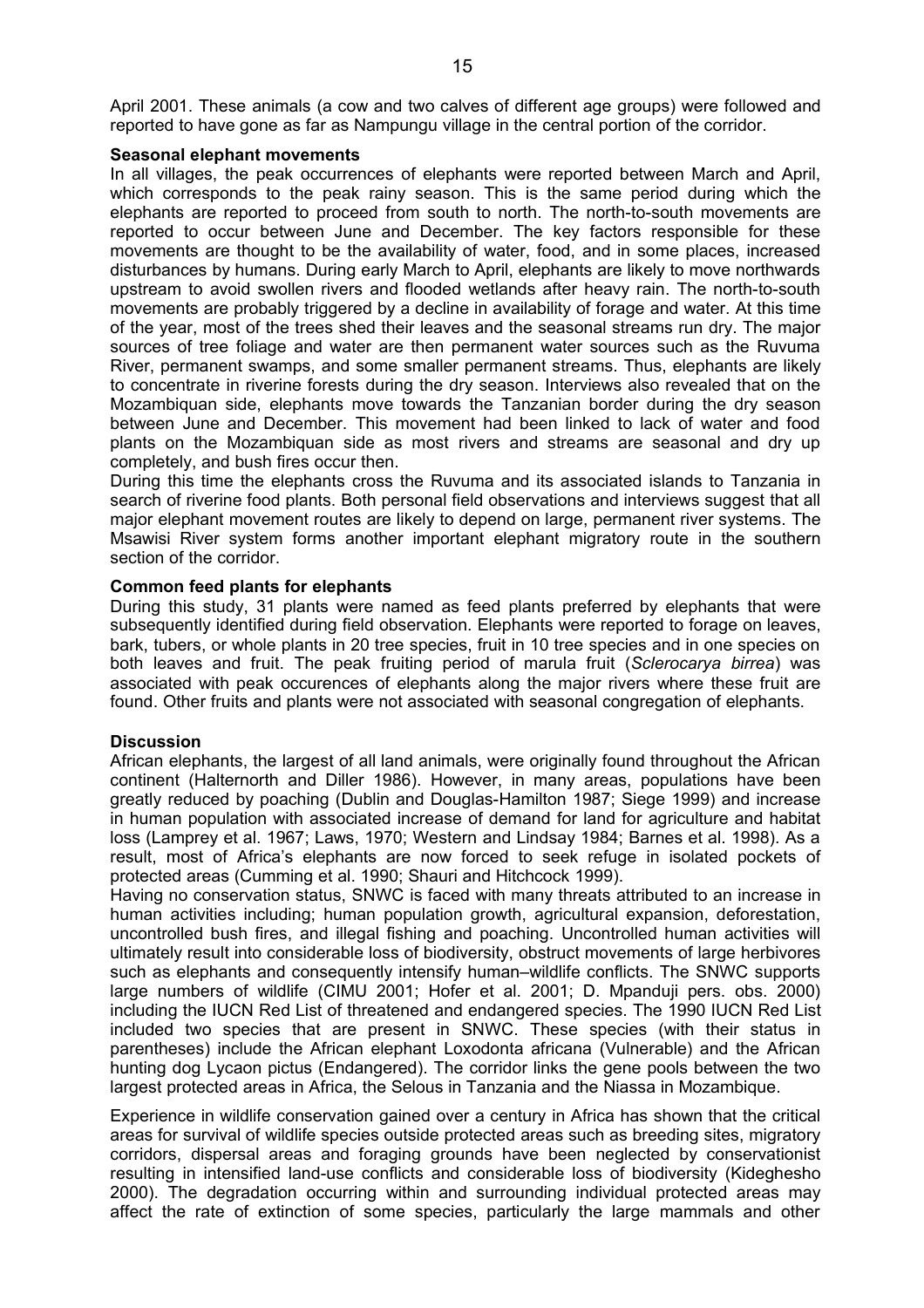April 2001. These animals (a cow and two calves of different age groups) were followed and reported to have gone as far as Nampungu village in the central portion of the corridor.

**Seasonal elephant movements**

In all villages, the peak occurrences of elephants were reported between March and April, which corresponds to the peak rainy season. This is the same period during which the elephants are reported to proceed from south to north. The north-to-south movements are reported to occur between June and December. The key factors responsible for these movements are thought to be the availability of water, food, and in some places, increased disturbances by humans. During early March to April, elephants are likely to move northwards upstream to avoid swollen rivers and flooded wetlands after heavy rain. The north-to-south movements are probably triggered by a decline in availability of forage and water. At this time of the year, most of the trees shed their leaves and the seasonal streams run dry. The major sources of tree foliage and water are then permanent water sources such as the Ruvuma River, permanent swamps, and some smaller permanent streams. Thus, elephants are likely to concentrate in riverine forests during the dry season. Interviews also revealed that on the Mozambiquan side, elephants move towards the Tanzanian border during the dry season between June and December. This movement had been linked to lack of water and food plants on the Mozambiquan side as most rivers and streams are seasonal and dry up completely, and bush fires occur then.

During this time the elephants cross the Ruvuma and its associated islands to Tanzania in search of riverine food plants. Both personal field observations and interviews suggest that all major elephant movement routes are likely to depend on large, permanent river systems. The Msawisi River system forms another important elephant migratory route in the southern section of the corridor.

**Common feed plants for elephants**

During this study, 31 plants were named as feed plants preferred by elephants that were subsequently identified during field observation. Elephants were reported to forage on leaves, bark, tubers, or whole plants in 20 tree species, fruit in 10 tree species and in one species on both leaves and fruit. The peak fruiting period of marula fruit (*Sclerocarya birrea*) was associated with peak occurences of elephants along the major rivers where these fruit are found. Other fruits and plants were not associated with seasonal congregation of elephants.

**Discussion**

African elephants, the largest of all land animals, were originally found throughout the African continent (Halternorth and Diller 1986). However, in many areas, populations have been greatly reduced by poaching (Dublin and Douglas-Hamilton 1987; Siege 1999) and increase in human population with associated increase of demand for land for agriculture and habitat loss (Lamprey et al. 1967; Laws, 1970; Western and Lindsay 1984; Barnes et al. 1998). As a result, most of Africa's elephants are now forced to seek refuge in isolated pockets of protected areas (Cumming et al. 1990; Shauri and Hitchcock 1999).

Having no conservation status, SNWC is faced with many threats attributed to an increase in human activities including; human population growth, agricultural expansion, deforestation, uncontrolled bush fires, and illegal fishing and poaching. Uncontrolled human activities will ultimately result into considerable loss of biodiversity, obstruct movements of large herbivores such as elephants and consequently intensify human–wildlife conflicts. The SNWC supports large numbers of wildlife (CIMU 2001; Hofer et al. 2001; D. Mpanduji pers. obs. 2000) including the IUCN Red List of threatened and endangered species. The 1990 IUCN Red List included two species that are present in SNWC. These species (with their status in parentheses) include the African elephant Loxodonta africana (Vulnerable) and the African hunting dog Lycaon pictus (Endangered). The corridor links the gene pools between the two largest protected areas in Africa, the Selous in Tanzania and the Niassa in Mozambique.

Experience in wildlife conservation gained over a century in Africa has shown that the critical areas for survival of wildlife species outside protected areas such as breeding sites, migratory corridors, dispersal areas and foraging grounds have been neglected by conservationist resulting in intensified land-use conflicts and considerable loss of biodiversity (Kideghesho 2000). The degradation occurring within and surrounding individual protected areas may affect the rate of extinction of some species, particularly the large mammals and other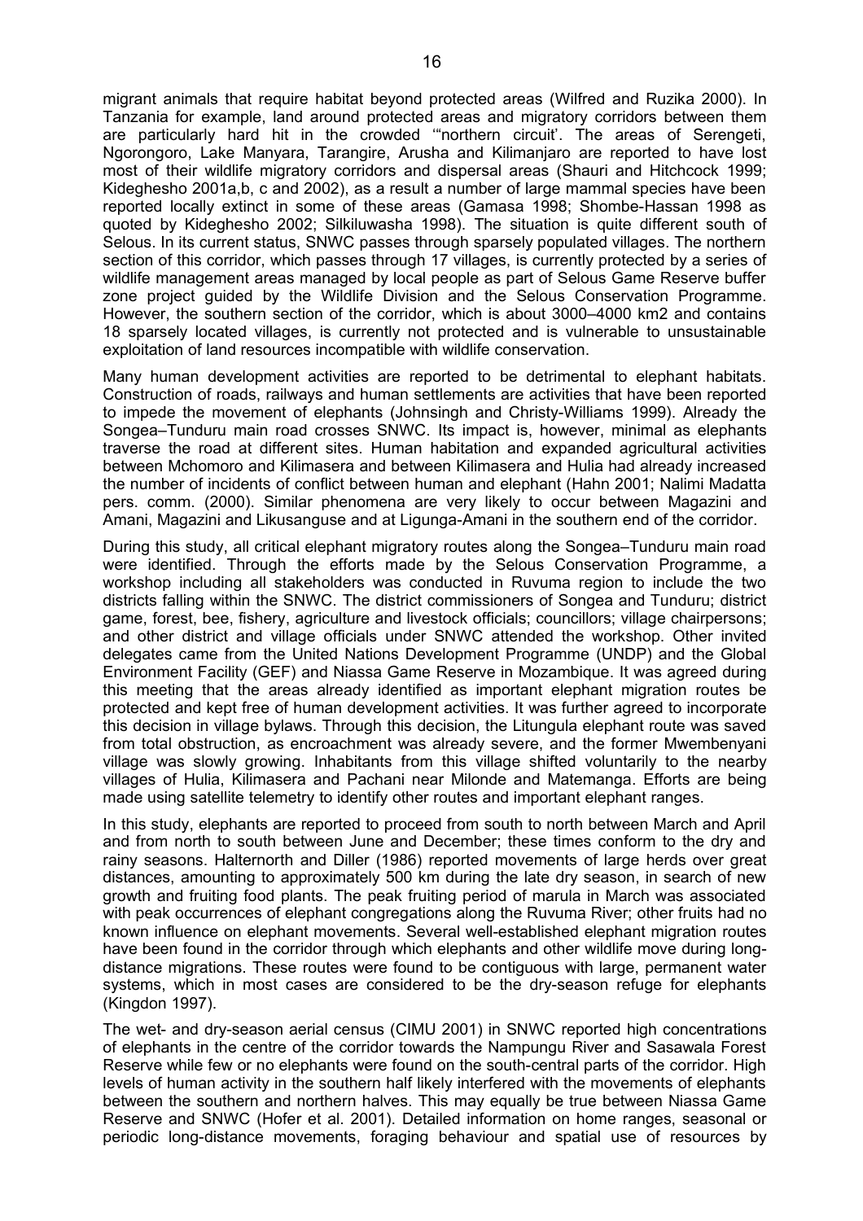migrant animals that require habitat beyond protected areas (Wilfred and Ruzika 2000). In Tanzania for example, land around protected areas and migratory corridors between them are particularly hard hit in the crowded '"northern circuit'. The areas of Serengeti, Ngorongoro, Lake Manyara, Tarangire, Arusha and Kilimanjaro are reported to have lost most of their wildlife migratory corridors and dispersal areas (Shauri and Hitchcock 1999; Kideghesho 2001a,b, c and 2002), as a result a number of large mammal species have been reported locally extinct in some of these areas (Gamasa 1998; Shombe-Hassan 1998 as quoted by Kideghesho 2002; Silkiluwasha 1998). The situation is quite different south of Selous. In its current status, SNWC passes through sparsely populated villages. The northern section of this corridor, which passes through 17 villages, is currently protected by a series of wildlife management areas managed by local people as part of Selous Game Reserve buffer zone project guided by the Wildlife Division and the Selous Conservation Programme. However, the southern section of the corridor, which is about 3000–4000 km2 and contains 18 sparsely located villages, is currently not protected and is vulnerable to unsustainable exploitation of land resources incompatible with wildlife conservation.

Many human development activities are reported to be detrimental to elephant habitats. Construction of roads, railways and human settlements are activities that have been reported to impede the movement of elephants (Johnsingh and Christy-Williams 1999). Already the Songea–Tunduru main road crosses SNWC. Its impact is, however, minimal as elephants traverse the road at different sites. Human habitation and expanded agricultural activities between Mchomoro and Kilimasera and between Kilimasera and Hulia had already increased the number of incidents of conflict between human and elephant (Hahn 2001; Nalimi Madatta pers. comm. (2000). Similar phenomena are very likely to occur between Magazini and Amani, Magazini and Likusanguse and at Ligunga-Amani in the southern end of the corridor.

During this study, all critical elephant migratory routes along the Songea–Tunduru main road were identified. Through the efforts made by the Selous Conservation Programme, a workshop including all stakeholders was conducted in Ruvuma region to include the two districts falling within the SNWC. The district commissioners of Songea and Tunduru; district game, forest, bee, fishery, agriculture and livestock officials; councillors; village chairpersons; and other district and village officials under SNWC attended the workshop. Other invited delegates came from the United Nations Development Programme (UNDP) and the Global Environment Facility (GEF) and Niassa Game Reserve in Mozambique. It was agreed during this meeting that the areas already identified as important elephant migration routes be protected and kept free of human development activities. It was further agreed to incorporate this decision in village bylaws. Through this decision, the Litungula elephant route was saved from total obstruction, as encroachment was already severe, and the former Mwembenyani village was slowly growing. Inhabitants from this village shifted voluntarily to the nearby villages of Hulia, Kilimasera and Pachani near Milonde and Matemanga. Efforts are being made using satellite telemetry to identify other routes and important elephant ranges.

In this study, elephants are reported to proceed from south to north between March and April and from north to south between June and December; these times conform to the dry and rainy seasons. Halternorth and Diller (1986) reported movements of large herds over great distances, amounting to approximately 500 km during the late dry season, in search of new growth and fruiting food plants. The peak fruiting period of marula in March was associated with peak occurrences of elephant congregations along the Ruvuma River; other fruits had no known influence on elephant movements. Several well-established elephant migration routes have been found in the corridor through which elephants and other wildlife move during long-distance migrations. These routes were found to be contiguous with large, permanent water systems, which in most cases are considered to be the dry-season refuge for elephants (Kingdon 1997).

The wet- and dry-season aerial census (CIMU 2001) in SNWC reported high concentrations of elephants in the centre of the corridor towards the Nampungu River and Sasawala Forest Reserve while few or no elephants were found on the south-central parts of the corridor. High levels of human activity in the southern half likely interfered with the movements of elephants between the southern and northern halves. This may equally be true between Niassa Game Reserve and SNWC (Hofer et al. 2001). Detailed information on home ranges, seasonal or periodic long-distance movements, foraging behaviour and spatial use of resources by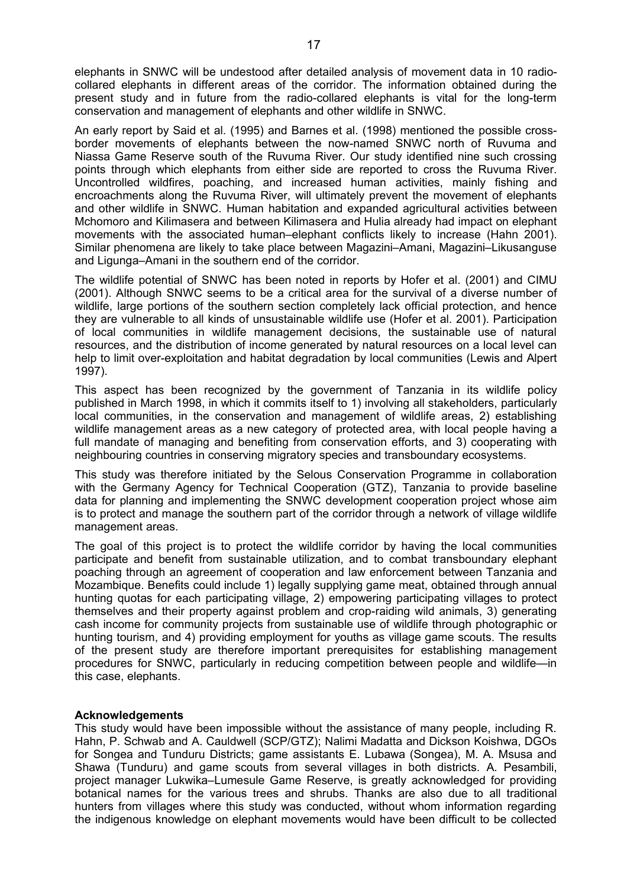elephants in SNWC will be undestood after detailed analysis of movement data in 10 radio-collared elephants in different areas of the corridor. The information obtained during the present study and in future from the radio-collared elephants is vital for the long-term conservation and management of elephants and other wildlife in SNWC.

An early report by Said et al. (1995) and Barnes et al. (1998) mentioned the possible cross-border movements of elephants between the now-named SNWC north of Ruvuma and Niassa Game Reserve south of the Ruvuma River. Our study identified nine such crossing points through which elephants from either side are reported to cross the Ruvuma River. Uncontrolled wildfires, poaching, and increased human activities, mainly fishing and encroachments along the Ruvuma River, will ultimately prevent the movement of elephants and other wildlife in SNWC. Human habitation and expanded agricultural activities between Mchomoro and Kilimasera and between Kilimasera and Hulia already had impact on elephant movements with the associated human–elephant conflicts likely to increase (Hahn 2001). Similar phenomena are likely to take place between Magazini–Amani, Magazini–Likusanguse and Ligunga–Amani in the southern end of the corridor.

The wildlife potential of SNWC has been noted in reports by Hofer et al. (2001) and CIMU (2001). Although SNWC seems to be a critical area for the survival of a diverse number of wildlife, large portions of the southern section completely lack official protection, and hence they are vulnerable to all kinds of unsustainable wildlife use (Hofer et al. 2001). Participation of local communities in wildlife management decisions, the sustainable use of natural resources, and the distribution of income generated by natural resources on a local level can help to limit over-exploitation and habitat degradation by local communities (Lewis and Alpert 1997).

This aspect has been recognized by the government of Tanzania in its wildlife policy published in March 1998, in which it commits itself to 1) involving all stakeholders, particularly local communities, in the conservation and management of wildlife areas, 2) establishing wildlife management areas as a new category of protected area, with local people having a full mandate of managing and benefiting from conservation efforts, and 3) cooperating with neighbouring countries in conserving migratory species and transboundary ecosystems.

This study was therefore initiated by the Selous Conservation Programme in collaboration with the Germany Agency for Technical Cooperation (GTZ), Tanzania to provide baseline data for planning and implementing the SNWC development cooperation project whose aim is to protect and manage the southern part of the corridor through a network of village wildlife management areas.

The goal of this project is to protect the wildlife corridor by having the local communities participate and benefit from sustainable utilization, and to combat transboundary elephant poaching through an agreement of cooperation and law enforcement between Tanzania and Mozambique. Benefits could include 1) legally supplying game meat, obtained through annual hunting quotas for each participating village, 2) empowering participating villages to protect themselves and their property against problem and crop-raiding wild animals, 3) generating cash income for community projects from sustainable use of wildlife through photographic or hunting tourism, and 4) providing employment for youths as village game scouts. The results of the present study are therefore important prerequisites for establishing management procedures for SNWC, particularly in reducing competition between people and wildlife—in this case, elephants.

**Acknowledgements**

This study would have been impossible without the assistance of many people, including R. Hahn, P. Schwab and A. Cauldwell (SCP/GTZ); Nalimi Madatta and Dickson Koishwa, DGOs for Songea and Tunduru Districts; game assistants E. Lubawa (Songea), M. A. Msusa and Shawa (Tunduru) and game scouts from several villages in both districts. A. Pesambili, project manager Lukwika–Lumesule Game Reserve, is greatly acknowledged for providing botanical names for the various trees and shrubs. Thanks are also due to all traditional hunters from villages where this study was conducted, without whom information regarding the indigenous knowledge on elephant movements would have been difficult to be collected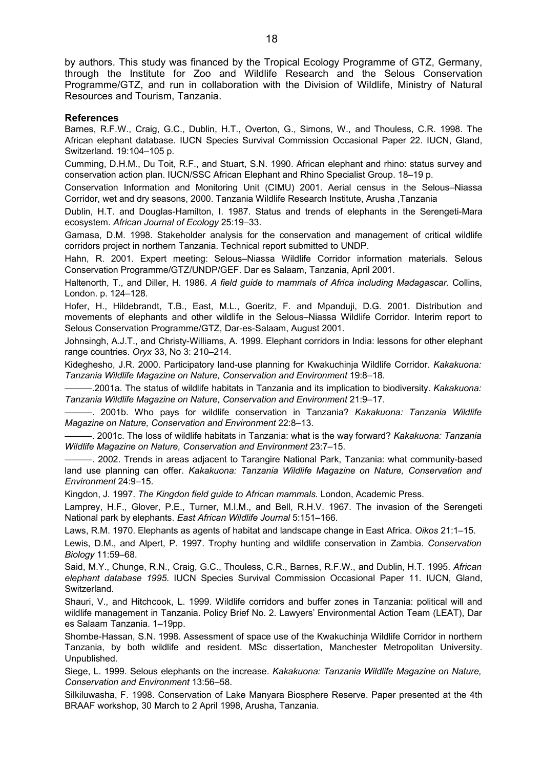by authors. This study was financed by the Tropical Ecology Programme of GTZ, Germany, through the Institute for Zoo and Wildlife Research and the Selous Conservation Programme/GTZ, and run in collaboration with the Division of Wildlife, Ministry of Natural Resources and Tourism, Tanzania.

**References**

Barnes, R.F.W., Craig, G.C., Dublin, H.T., Overton, G., Simons, W., and Thouless, C.R. 1998. The African elephant database. IUCN Species Survival Commission Occasional Paper 22. IUCN, Gland, Switzerland. 19:104–105 p.

Cumming, D.H.M., Du Toit, R.F., and Stuart, S.N. 1990. African elephant and rhino: status survey and conservation action plan. IUCN/SSC African Elephant and Rhino Specialist Group. 18–19 p.

Conservation Information and Monitoring Unit (CIMU) 2001. Aerial census in the Selous–Niassa Corridor, wet and dry seasons, 2000. Tanzania Wildlife Research Institute, Arusha ,Tanzania

Dublin, H.T. and Douglas-Hamilton, I. 1987. Status and trends of elephants in the Serengeti-Mara ecosystem. *African Journal of Ecology* 25:19–33.

Gamasa, D.M. 1998. Stakeholder analysis for the conservation and management of critical wildlife corridors project in northern Tanzania. Technical report submitted to UNDP.

Hahn, R. 2001. Expert meeting: Selous–Niassa Wildlife Corridor information materials. Selous Conservation Programme/GTZ/UNDP/GEF. Dar es Salaam, Tanzania, April 2001.

Haltenorth, T., and Diller, H. 1986. *A field guide to mammals of Africa including Madagascar.* Collins, London. p. 124–128.

Hofer, H., Hildebrandt, T.B., East, M.L., Goeritz, F. and Mpanduji, D.G. 2001. Distribution and movements of elephants and other wildlife in the Selous–Niassa Wildlife Corridor. Interim report to Selous Conservation Programme/GTZ, Dar-es-Salaam, August 2001.

Johnsingh, A.J.T., and Christy-Williams, A. 1999. Elephant corridors in India: lessons for other elephant range countries. *Oryx* 33, No 3: 210–214.

Kideghesho, J.R. 2000. Participatory land-use planning for Kwakuchinja Wildlife Corridor. *Kakakuona: Tanzania Wildlife Magazine on Nature, Conservation and Environment* 19:8–18.

———.2001a. The status of wildlife habitats in Tanzania and its implication to biodiversity. *Kakakuona: Tanzania Wildlife Magazine on Nature, Conservation and Environment* 21:9–17.

———. 2001b. Who pays for wildlife conservation in Tanzania? *Kakakuona: Tanzania Wildlife Magazine on Nature, Conservation and Environment* 22:8–13.

———. 2001c. The loss of wildlife habitats in Tanzania: what is the way forward? *Kakakuona: Tanzania Wildlife Magazine on Nature, Conservation and Environment* 23:7–15.

———. 2002. Trends in areas adjacent to Tarangire National Park, Tanzania: what community-based land use planning can offer. *Kakakuona: Tanzania Wildlife Magazine on Nature, Conservation and Environment* 24:9–15.

Kingdon, J. 1997. *The Kingdon field guide to African mammals.* London, Academic Press.

Lamprey, H.F., Glover, P.E., Turner, M.I.M., and Bell, R.H.V. 1967. The invasion of the Serengeti National park by elephants. *East African Wildlife Journal* 5:151–166.

Laws, R.M. 1970. Elephants as agents of habitat and landscape change in East Africa. *Oikos* 21:1–15.

Lewis, D.M., and Alpert, P. 1997. Trophy hunting and wildlife conservation in Zambia. *Conservation Biology* 11:59–68.

Said, M.Y., Chunge, R.N., Craig, G.C., Thouless, C.R., Barnes, R.F.W., and Dublin, H.T. 1995. *African elephant database 1995.* IUCN Species Survival Commission Occasional Paper 11. IUCN, Gland, Switzerland.

Shauri, V., and Hitchcook, L. 1999. Wildlife corridors and buffer zones in Tanzania: political will and wildlife management in Tanzania. Policy Brief No. 2. Lawyers' Environmental Action Team (LEAT), Dar es Salaam Tanzania. 1–19pp.

Shombe-Hassan, S.N. 1998. Assessment of space use of the Kwakuchinja Wildlife Corridor in northern Tanzania, by both wildlife and resident. MSc dissertation, Manchester Metropolitan University. Unpublished.

Siege, L. 1999. Selous elephants on the increase. *Kakakuona: Tanzania Wildlife Magazine on Nature, Conservation and Environment* 13:56–58.

Silkiluwasha, F. 1998. Conservation of Lake Manyara Biosphere Reserve. Paper presented at the 4th BRAAF workshop, 30 March to 2 April 1998, Arusha, Tanzania.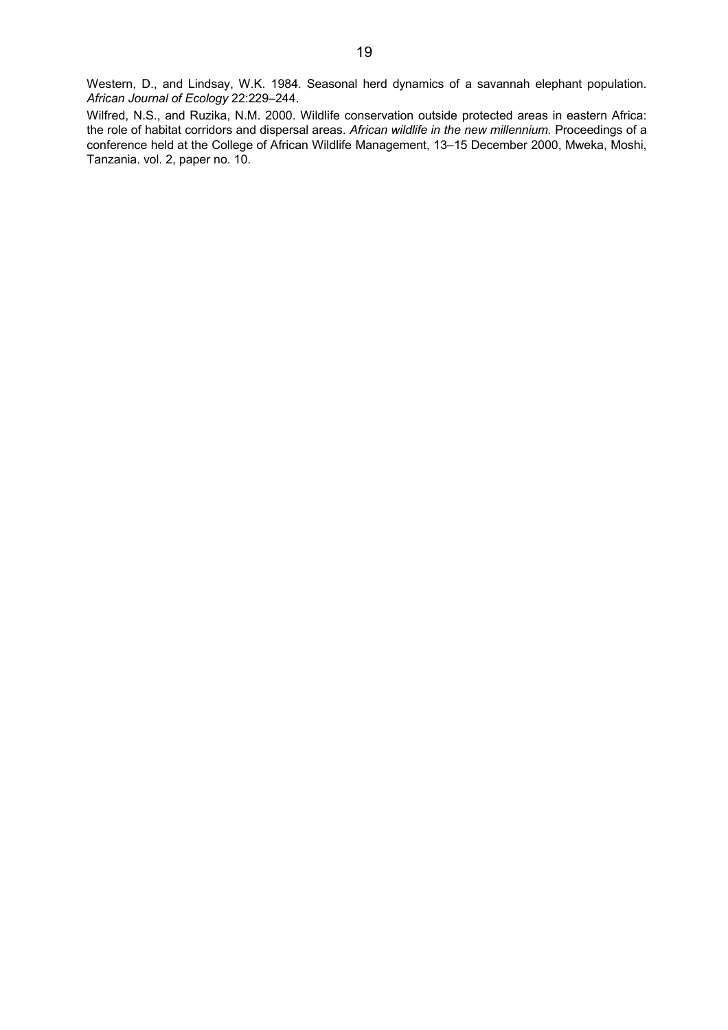Western, D., and Lindsay, W.K. 1984. Seasonal herd dynamics of a savannah elephant population. *African Journal of Ecology* 22:229–244.

Wilfred, N.S., and Ruzika, N.M. 2000. Wildlife conservation outside protected areas in eastern Africa: the role of habitat corridors and dispersal areas. *African wildlife in the new millennium.* Proceedings of a conference held at the College of African Wildlife Management, 13–15 December 2000, Mweka, Moshi, Tanzania. vol. 2, paper no. 10.